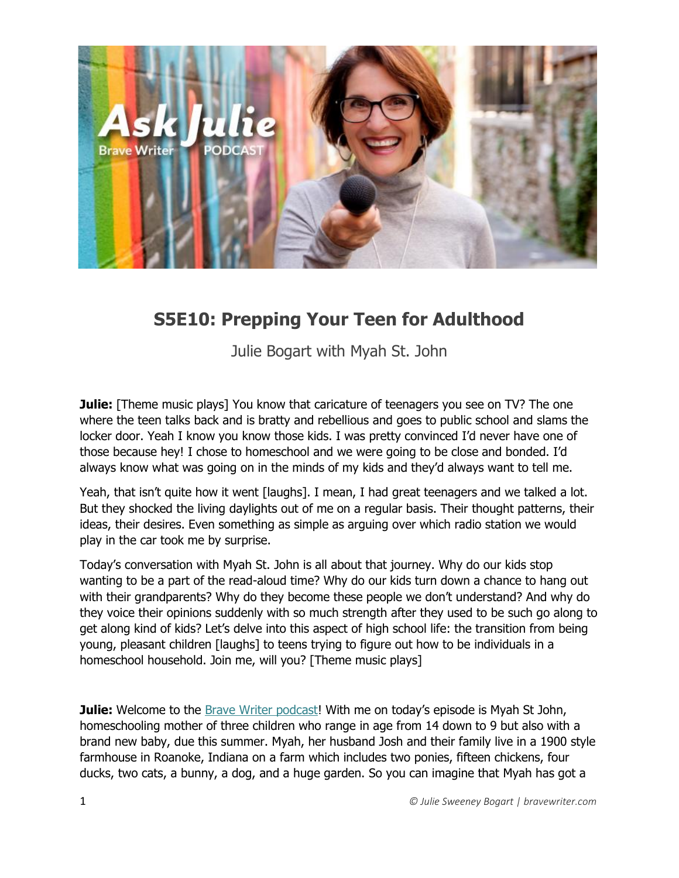## S5E10: Prepping Your Teen for Adulthood

Julie Bogart with Myah St. John

**Julie:** [Theme music plays] You know that caricature of teenagers you see on TV? The one where the teen talks back and is bratty and rebellious and goes to public school and slams the locker door. Yeah I know you know those kids. I was pretty convinced I'd never have one of those because hey! I chose to homeschool and we were going to be close and bonded. I'd always know what was going on in the minds of my kids and they'd always want to tell me.

Yeah, that isn't quite how it went [laughs]. I mean, I had great teenagers and we talked a lot. But they shocked the living daylights out of me on a regular basis. Their thought patterns, their ideas, their desires. Even something as simple as arguing over which radio station we would play in the car took me by surprise.

Today's conversation with Myah St. John is all about that journey. Why do our kids stop wanting to be a part of the read-aloud time? Why do our kids turn down a chance to hang out with their grandparents? Why do they become these people we don't understand? And why do they voice their opinions suddenly with so much strength after they used to be such go along to get along kind of kids? Let's delve into this aspect of high school life: the transition from being young, pleasant children [laughs] to teens trying to figure out how to be individuals in a homeschool household. Join me, will you? [Theme music plays]

**Julie:** Welcome to the Brave Writer podcast! With me on today's episode is Myah St John, homeschooling mother of three children who range in age from 14 down to 9 but also with a brand new baby, due this summer. Myah, her husband Josh and their family live in a 1900 style farmhouse in Roanoke, Indiana on a farm which includes two ponies, fifteen chickens, four ducks, two cats, a bunny, a dog, and a huge garden. So you can imagine that Myah has got a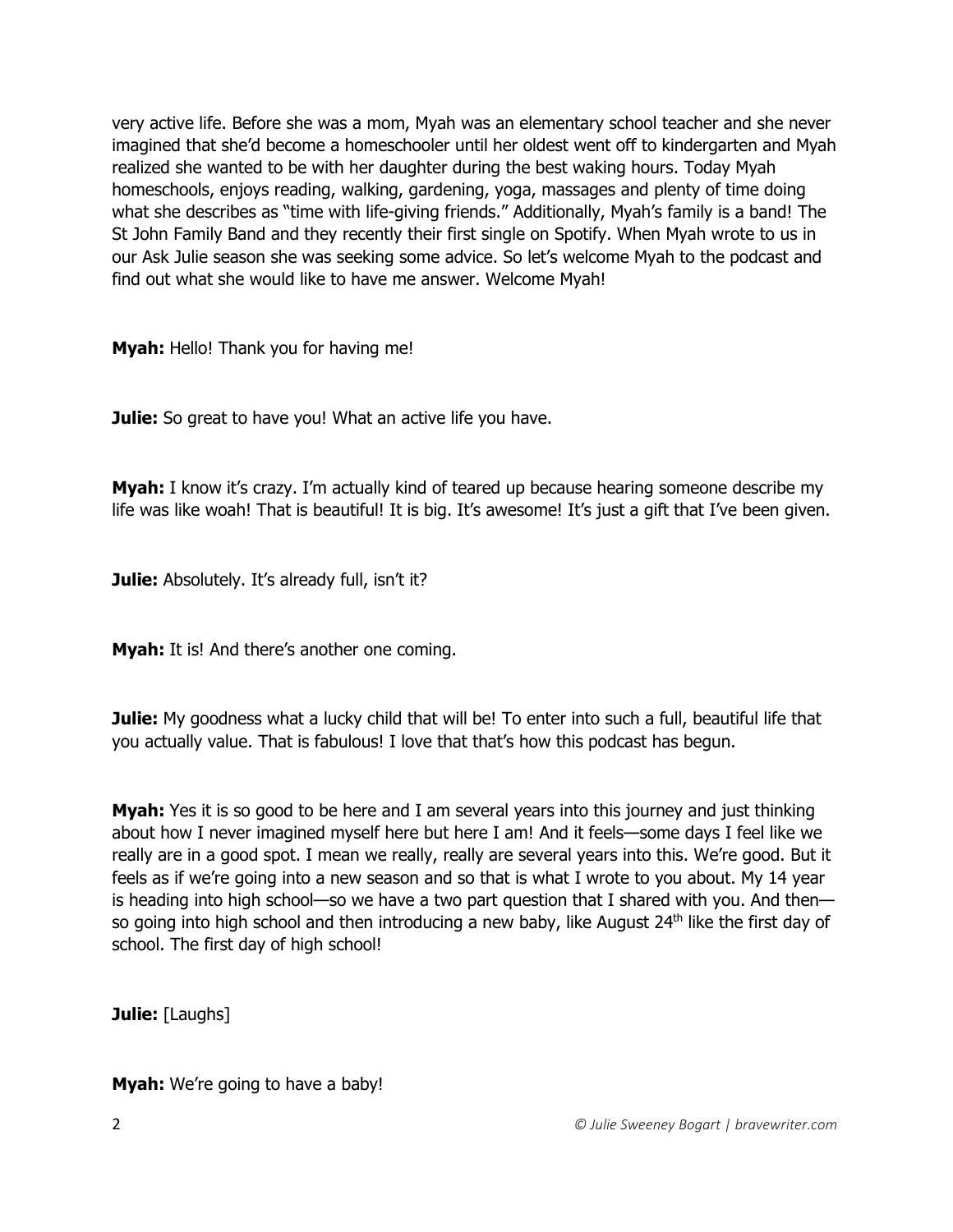very active life. Before she was a mom, Myah was an elementary school teacher and she never imagined that she'd become a homeschooler until her oldest went off to kindergarten and Myah realized she wanted to be with her daughter during the best waking hours. Today Myah homeschools, enjoys reading, walking, gardening, yoga, massages and plenty of time doing what she describes as "time with life-giving friends." Additionally, Myah's family is a band! The St John Family Band and they recently their first single on Spotify. When Myah wrote to us in our Ask Julie season she was seeking some advice. So let's welcome Myah to the podcast and find out what she would like to have me answer. Welcome Myah!

**Myah:** Hello! Thank you for having me!

**Julie:** So great to have you! What an active life you have.

**Myah:** I know it's crazy. I'm actually kind of teared up because hearing someone describe my life was like woah! That is beautiful! It is big. It's awesome! It's just a gift that I've been given.

**Julie:** Absolutely. It's already full, isn't it?

**Myah:** It is! And there's another one coming.

**Julie:** My goodness what a lucky child that will be! To enter into such a full, beautiful life that you actually value. That is fabulous! I love that that's how this podcast has begun.

**Myah:** Yes it is so good to be here and I am several years into this journey and just thinking about how I never imagined myself here but here I am! And it feels—some days I feel like we really are in a good spot. I mean we really, really are several years into this. We're good. But it feels as if we're going into a new season and so that is what I wrote to you about. My 14 year is heading into high school—so we have a two part question that I shared with you. And then—so going into high school and then introducing a new baby, like August 24th like the first day of school. The first day of high school!

**Julie:** [Laughs]

**Myah:** We're going to have a baby!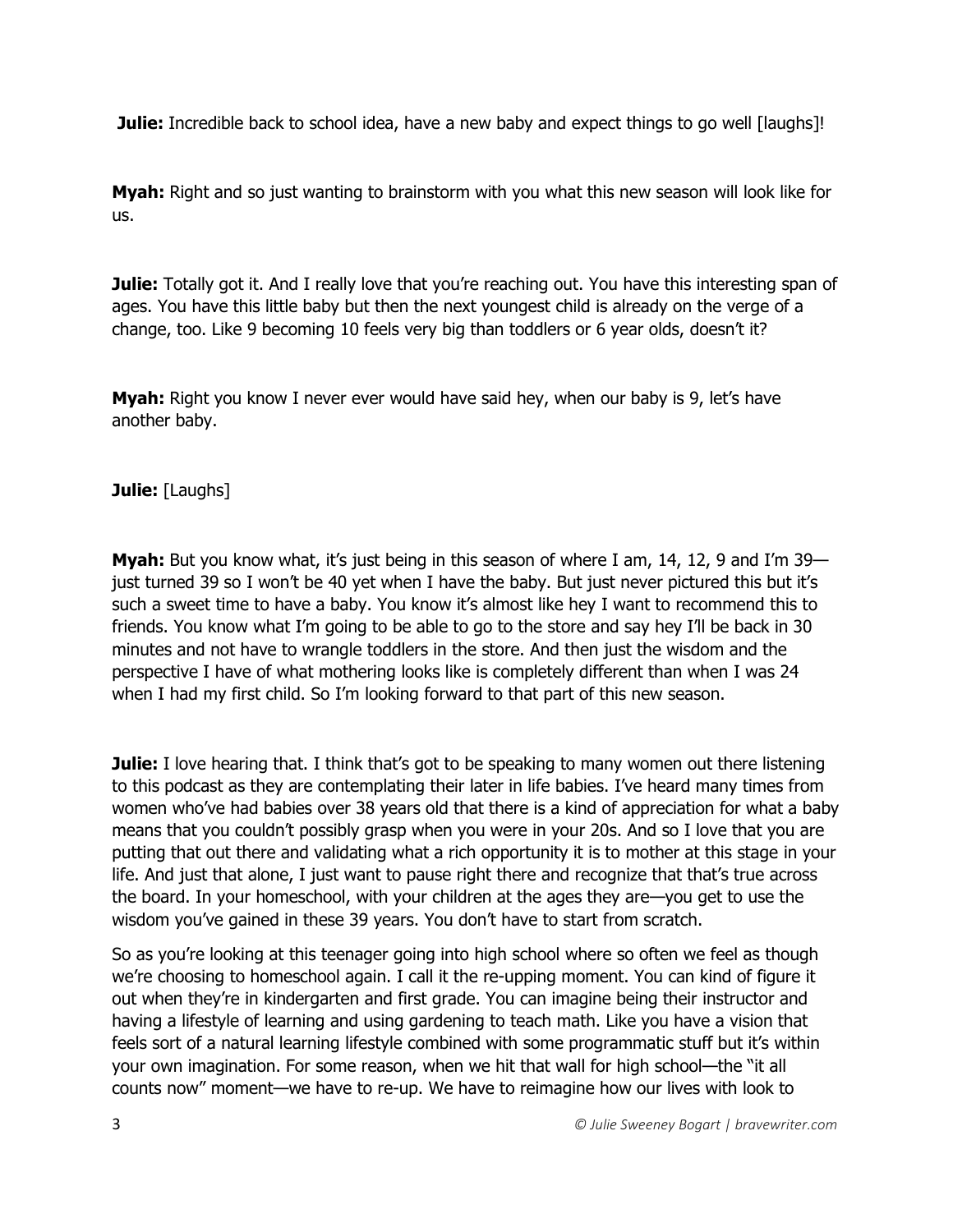**Julie:** Incredible back to school idea, have a new baby and expect things to go well [laughs]!

**Myah:** Right and so just wanting to brainstorm with you what this new season will look like for us.

**Julie:** Totally got it. And I really love that you're reaching out. You have this interesting span of ages. You have this little baby but then the next youngest child is already on the verge of a change, too. Like 9 becoming 10 feels very big than toddlers or 6 year olds, doesn't it?

**Myah:** Right you know I never ever would have said hey, when our baby is 9, let's have another baby.

**Julie:** [Laughs]

**Myah:** But you know what, it's just being in this season of where I am, 14, 12, 9 and I'm 39—just turned 39 so I won't be 40 yet when I have the baby. But just never pictured this but it's such a sweet time to have a baby. You know it's almost like hey I want to recommend this to friends. You know what I'm going to be able to go to the store and say hey I'll be back in 30 minutes and not have to wrangle toddlers in the store. And then just the wisdom and the perspective I have of what mothering looks like is completely different than when I was 24 when I had my first child. So I'm looking forward to that part of this new season.

**Julie:** I love hearing that. I think that's got to be speaking to many women out there listening to this podcast as they are contemplating their later in life babies. I've heard many times from women who've had babies over 38 years old that there is a kind of appreciation for what a baby means that you couldn't possibly grasp when you were in your 20s. And so I love that you are putting that out there and validating what a rich opportunity it is to mother at this stage in your life. And just that alone, I just want to pause right there and recognize that that's true across the board. In your homeschool, with your children at the ages they are—you get to use the wisdom you've gained in these 39 years. You don't have to start from scratch.

So as you're looking at this teenager going into high school where so often we feel as though we're choosing to homeschool again. I call it the re-upping moment. You can kind of figure it out when they're in kindergarten and first grade. You can imagine being their instructor and having a lifestyle of learning and using gardening to teach math. Like you have a vision that feels sort of a natural learning lifestyle combined with some programmatic stuff but it's within your own imagination. For some reason, when we hit that wall for high school—the "it all counts now" moment—we have to re-up. We have to reimagine how our lives with look to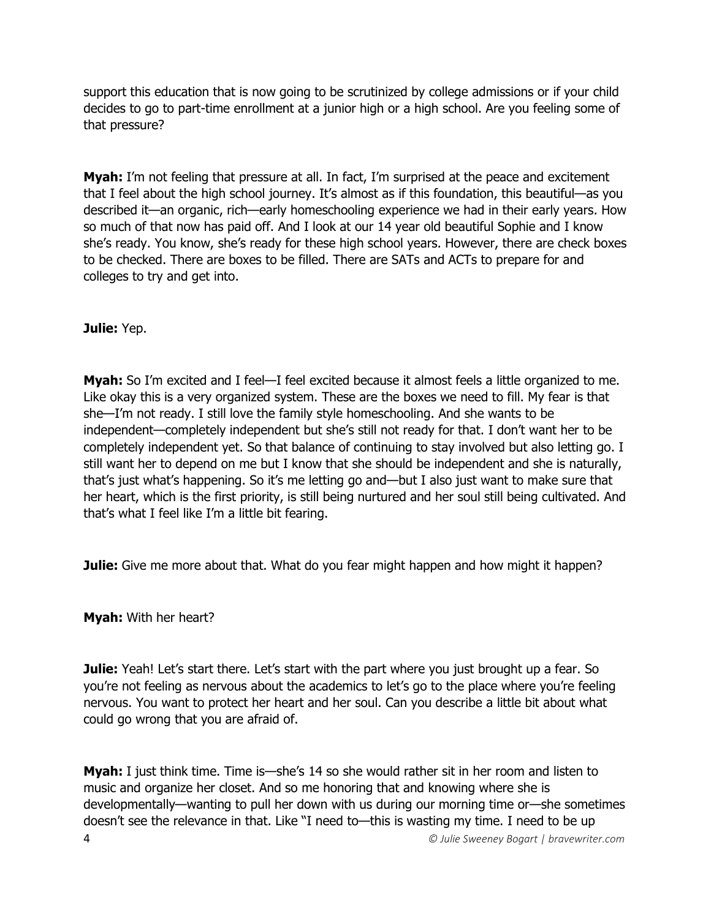support this education that is now going to be scrutinized by college admissions or if your child decides to go to part-time enrollment at a junior high or a high school. Are you feeling some of that pressure?

**Myah:** I'm not feeling that pressure at all. In fact, I'm surprised at the peace and excitement that I feel about the high school journey. It's almost as if this foundation, this beautiful—as you described it—an organic, rich—early homeschooling experience we had in their early years. How so much of that now has paid off. And I look at our 14 year old beautiful Sophie and I know she's ready. You know, she's ready for these high school years. However, there are check boxes to be checked. There are boxes to be filled. There are SATs and ACTs to prepare for and colleges to try and get into.

**Julie:** Yep.

**Myah:** So I'm excited and I feel—I feel excited because it almost feels a little organized to me. Like okay this is a very organized system. These are the boxes we need to fill. My fear is that she—I'm not ready. I still love the family style homeschooling. And she wants to be independent—completely independent but she's still not ready for that. I don't want her to be completely independent yet. So that balance of continuing to stay involved but also letting go. I still want her to depend on me but I know that she should be independent and she is naturally, that's just what's happening. So it's me letting go and—but I also just want to make sure that her heart, which is the first priority, is still being nurtured and her soul still being cultivated. And that's what I feel like I'm a little bit fearing.

**Julie:** Give me more about that. What do you fear might happen and how might it happen?

**Myah:** With her heart?

**Julie:** Yeah! Let's start there. Let's start with the part where you just brought up a fear. So you're not feeling as nervous about the academics to let's go to the place where you're feeling nervous. You want to protect her heart and her soul. Can you describe a little bit about what could go wrong that you are afraid of.

**Myah:** I just think time. Time is—she's 14 so she would rather sit in her room and listen to music and organize her closet. And so me honoring that and knowing where she is developmentally—wanting to pull her down with us during our morning time or—she sometimes doesn't see the relevance in that. Like "I need to—this is wasting my time. I need to be up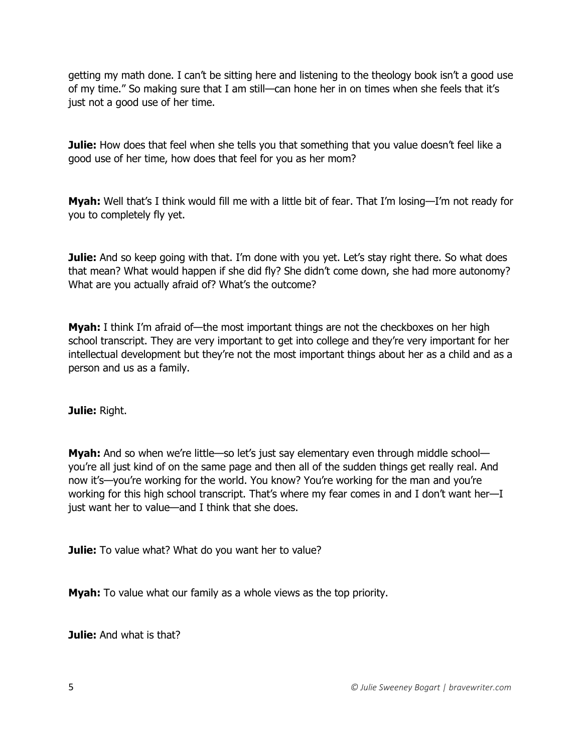getting my math done. I can't be sitting here and listening to the theology book isn't a good use of my time." So making sure that I am still—can hone her in on times when she feels that it's just not a good use of her time.

**Julie:** How does that feel when she tells you that something that you value doesn't feel like a good use of her time, how does that feel for you as her mom?

**Myah:** Well that's I think would fill me with a little bit of fear. That I'm losing—I'm not ready for you to completely fly yet.

**Julie:** And so keep going with that. I'm done with you yet. Let's stay right there. So what does that mean? What would happen if she did fly? She didn't come down, she had more autonomy? What are you actually afraid of? What's the outcome?

**Myah:** I think I'm afraid of—the most important things are not the checkboxes on her high school transcript. They are very important to get into college and they're very important for her intellectual development but they're not the most important things about her as a child and as a person and us as a family.

**Julie:** Right.

**Myah:** And so when we're little—so let's just say elementary even through middle school—you're all just kind of on the same page and then all of the sudden things get really real. And now it's—you're working for the world. You know? You're working for the man and you're working for this high school transcript. That's where my fear comes in and I don't want her—I just want her to value—and I think that she does.

**Julie:** To value what? What do you want her to value?

**Myah:** To value what our family as a whole views as the top priority.

**Julie:** And what is that?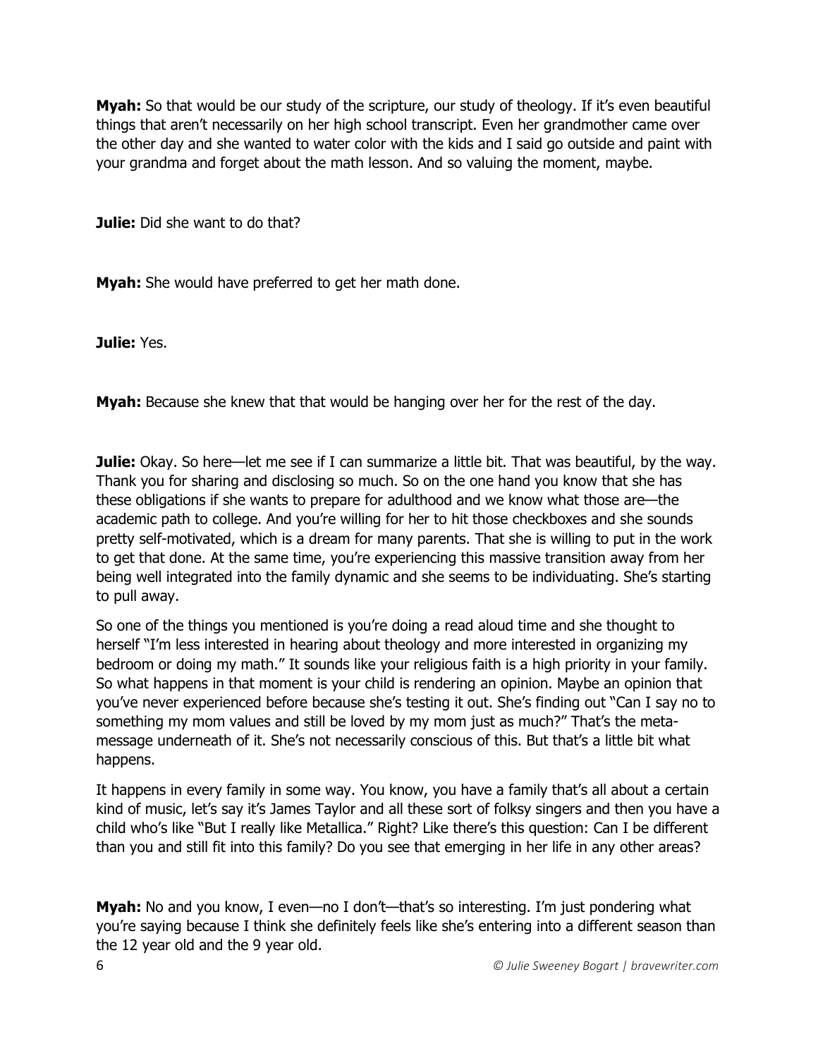**Myah:** So that would be our study of the scripture, our study of theology. If it's even beautiful things that aren't necessarily on her high school transcript. Even her grandmother came over the other day and she wanted to water color with the kids and I said go outside and paint with your grandma and forget about the math lesson. And so valuing the moment, maybe.

**Julie:** Did she want to do that?

**Myah:** She would have preferred to get her math done.

**Julie:** Yes.

**Myah:** Because she knew that that would be hanging over her for the rest of the day.

**Julie:** Okay. So here—let me see if I can summarize a little bit. That was beautiful, by the way. Thank you for sharing and disclosing so much. So on the one hand you know that she has these obligations if she wants to prepare for adulthood and we know what those are—the academic path to college. And you're willing for her to hit those checkboxes and she sounds pretty self-motivated, which is a dream for many parents. That she is willing to put in the work to get that done. At the same time, you're experiencing this massive transition away from her being well integrated into the family dynamic and she seems to be individuating. She's starting to pull away.

So one of the things you mentioned is you're doing a read aloud time and she thought to herself "I'm less interested in hearing about theology and more interested in organizing my bedroom or doing my math." It sounds like your religious faith is a high priority in your family. So what happens in that moment is your child is rendering an opinion. Maybe an opinion that you've never experienced before because she's testing it out. She's finding out "Can I say no to something my mom values and still be loved by my mom just as much?" That's the meta-message underneath of it. She's not necessarily conscious of this. But that's a little bit what happens.

It happens in every family in some way. You know, you have a family that's all about a certain kind of music, let's say it's James Taylor and all these sort of folksy singers and then you have a child who's like "But I really like Metallica." Right? Like there's this question: Can I be different than you and still fit into this family? Do you see that emerging in her life in any other areas?

**Myah:** No and you know, I even—no I don't—that's so interesting. I'm just pondering what you're saying because I think she definitely feels like she's entering into a different season than the 12 year old and the 9 year old.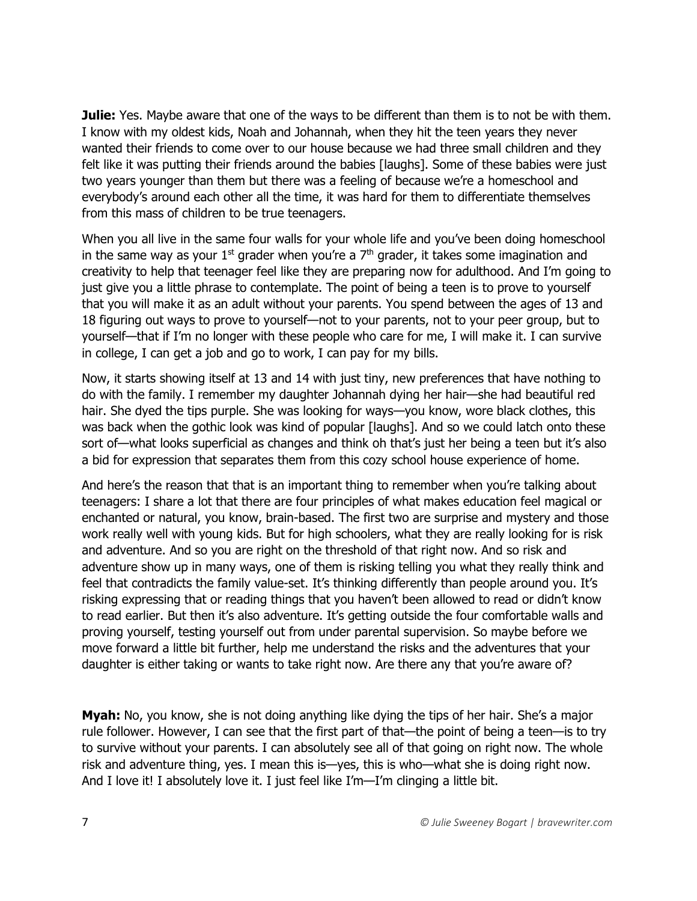**Julie:** Yes. Maybe aware that one of the ways to be different than them is to not be with them. I know with my oldest kids, Noah and Johannah, when they hit the teen years they never wanted their friends to come over to our house because we had three small children and they felt like it was putting their friends around the babies [laughs]. Some of these babies were just two years younger than them but there was a feeling of because we're a homeschool and everybody's around each other all the time, it was hard for them to differentiate themselves from this mass of children to be true teenagers.

When you all live in the same four walls for your whole life and you've been doing homeschool in the same way as your 1st grader when you're a 7th grader, it takes some imagination and creativity to help that teenager feel like they are preparing now for adulthood. And I'm going to just give you a little phrase to contemplate. The point of being a teen is to prove to yourself that you will make it as an adult without your parents. You spend between the ages of 13 and 18 figuring out ways to prove to yourself—not to your parents, not to your peer group, but to yourself—that if I'm no longer with these people who care for me, I will make it. I can survive in college, I can get a job and go to work, I can pay for my bills.

Now, it starts showing itself at 13 and 14 with just tiny, new preferences that have nothing to do with the family. I remember my daughter Johannah dying her hair—she had beautiful red hair. She dyed the tips purple. She was looking for ways—you know, wore black clothes, this was back when the gothic look was kind of popular [laughs]. And so we could latch onto these sort of—what looks superficial as changes and think oh that's just her being a teen but it's also a bid for expression that separates them from this cozy school house experience of home.

And here's the reason that that is an important thing to remember when you're talking about teenagers: I share a lot that there are four principles of what makes education feel magical or enchanted or natural, you know, brain-based. The first two are surprise and mystery and those work really well with young kids. But for high schoolers, what they are really looking for is risk and adventure. And so you are right on the threshold of that right now. And so risk and adventure show up in many ways, one of them is risking telling you what they really think and feel that contradicts the family value-set. It's thinking differently than people around you. It's risking expressing that or reading things that you haven't been allowed to read or didn't know to read earlier. But then it's also adventure. It's getting outside the four comfortable walls and proving yourself, testing yourself out from under parental supervision. So maybe before we move forward a little bit further, help me understand the risks and the adventures that your daughter is either taking or wants to take right now. Are there any that you're aware of?

**Myah:** No, you know, she is not doing anything like dying the tips of her hair. She's a major rule follower. However, I can see that the first part of that—the point of being a teen—is to try to survive without your parents. I can absolutely see all of that going on right now. The whole risk and adventure thing, yes. I mean this is—yes, this is who—what she is doing right now. And I love it! I absolutely love it. I just feel like I'm—I'm clinging a little bit.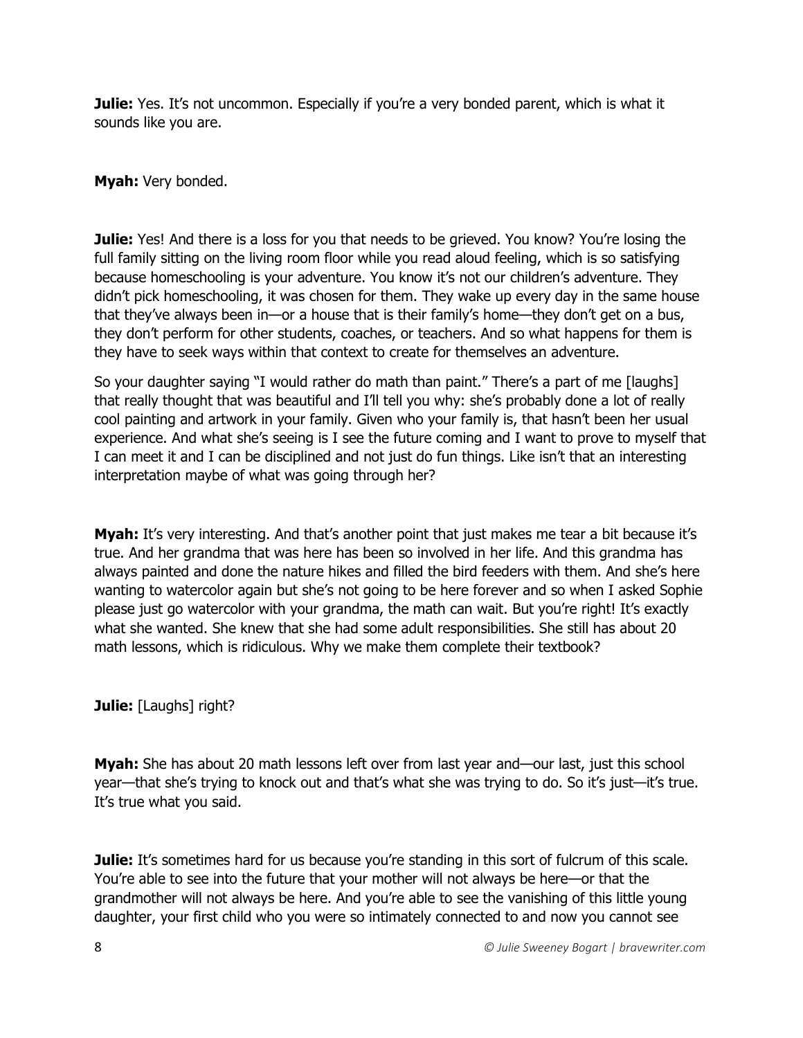**Julie:** Yes. It's not uncommon. Especially if you're a very bonded parent, which is what it sounds like you are.

**Myah:** Very bonded.

**Julie:** Yes! And there is a loss for you that needs to be grieved. You know? You're losing the full family sitting on the living room floor while you read aloud feeling, which is so satisfying because homeschooling is your adventure. You know it's not our children's adventure. They didn't pick homeschooling, it was chosen for them. They wake up every day in the same house that they've always been in—or a house that is their family's home—they don't get on a bus, they don't perform for other students, coaches, or teachers. And so what happens for them is they have to seek ways within that context to create for themselves an adventure.

So your daughter saying "I would rather do math than paint." There's a part of me [laughs] that really thought that was beautiful and I'll tell you why: she's probably done a lot of really cool painting and artwork in your family. Given who your family is, that hasn't been her usual experience. And what she's seeing is I see the future coming and I want to prove to myself that I can meet it and I can be disciplined and not just do fun things. Like isn't that an interesting interpretation maybe of what was going through her?

**Myah:** It's very interesting. And that's another point that just makes me tear a bit because it's true. And her grandma that was here has been so involved in her life. And this grandma has always painted and done the nature hikes and filled the bird feeders with them. And she's here wanting to watercolor again but she's not going to be here forever and so when I asked Sophie please just go watercolor with your grandma, the math can wait. But you're right! It's exactly what she wanted. She knew that she had some adult responsibilities. She still has about 20 math lessons, which is ridiculous. Why we make them complete their textbook?

**Julie:** [Laughs] right?

**Myah:** She has about 20 math lessons left over from last year and—our last, just this school year—that she's trying to knock out and that's what she was trying to do. So it's just—it's true. It's true what you said.

**Julie:** It's sometimes hard for us because you're standing in this sort of fulcrum of this scale. You're able to see into the future that your mother will not always be here—or that the grandmother will not always be here. And you're able to see the vanishing of this little young daughter, your first child who you were so intimately connected to and now you cannot see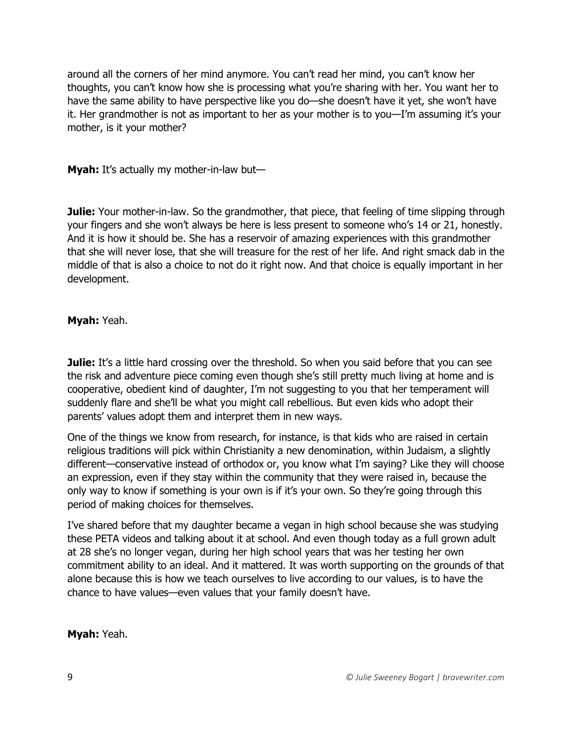around all the corners of her mind anymore. You can't read her mind, you can't know her thoughts, you can't know how she is processing what you're sharing with her. You want her to have the same ability to have perspective like you do—she doesn't have it yet, she won't have it. Her grandmother is not as important to her as your mother is to you—I'm assuming it's your mother, is it your mother?

**Myah:** It's actually my mother-in-law but—

**Julie:** Your mother-in-law. So the grandmother, that piece, that feeling of time slipping through your fingers and she won't always be here is less present to someone who's 14 or 21, honestly. And it is how it should be. She has a reservoir of amazing experiences with this grandmother that she will never lose, that she will treasure for the rest of her life. And right smack dab in the middle of that is also a choice to not do it right now. And that choice is equally important in her development.

**Myah:** Yeah.

**Julie:** It's a little hard crossing over the threshold. So when you said before that you can see the risk and adventure piece coming even though she's still pretty much living at home and is cooperative, obedient kind of daughter, I'm not suggesting to you that her temperament will suddenly flare and she'll be what you might call rebellious. But even kids who adopt their parents' values adopt them and interpret them in new ways.

One of the things we know from research, for instance, is that kids who are raised in certain religious traditions will pick within Christianity a new denomination, within Judaism, a slightly different—conservative instead of orthodox or, you know what I'm saying? Like they will choose an expression, even if they stay within the community that they were raised in, because the only way to know if something is your own is if it's your own. So they're going through this period of making choices for themselves.

I've shared before that my daughter became a vegan in high school because she was studying these PETA videos and talking about it at school. And even though today as a full grown adult at 28 she's no longer vegan, during her high school years that was her testing her own commitment ability to an ideal. And it mattered. It was worth supporting on the grounds of that alone because this is how we teach ourselves to live according to our values, is to have the chance to have values—even values that your family doesn't have.

**Myah:** Yeah.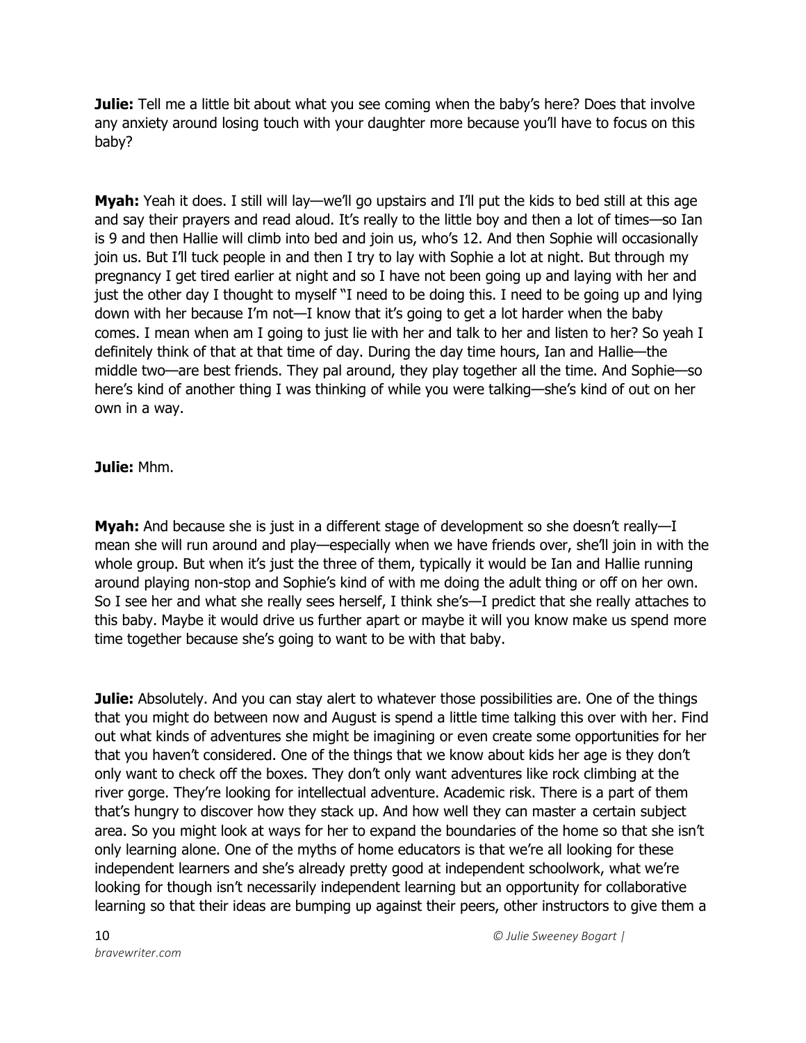**Julie:** Tell me a little bit about what you see coming when the baby's here? Does that involve any anxiety around losing touch with your daughter more because you'll have to focus on this baby?

**Myah:** Yeah it does. I still will lay—we'll go upstairs and I'll put the kids to bed still at this age and say their prayers and read aloud. It's really to the little boy and then a lot of times—so Ian is 9 and then Hallie will climb into bed and join us, who's 12. And then Sophie will occasionally join us. But I'll tuck people in and then I try to lay with Sophie a lot at night. But through my pregnancy I get tired earlier at night and so I have not been going up and laying with her and just the other day I thought to myself "I need to be doing this. I need to be going up and lying down with her because I'm not—I know that it's going to get a lot harder when the baby comes. I mean when am I going to just lie with her and talk to her and listen to her? So yeah I definitely think of that at that time of day. During the day time hours, Ian and Hallie—the middle two—are best friends. They pal around, they play together all the time. And Sophie—so here's kind of another thing I was thinking of while you were talking—she's kind of out on her own in a way.

**Julie:** Mhm.

**Myah:** And because she is just in a different stage of development so she doesn't really—I mean she will run around and play—especially when we have friends over, she'll join in with the whole group. But when it's just the three of them, typically it would be Ian and Hallie running around playing non-stop and Sophie's kind of with me doing the adult thing or off on her own. So I see her and what she really sees herself, I think she's—I predict that she really attaches to this baby. Maybe it would drive us further apart or maybe it will you know make us spend more time together because she's going to want to be with that baby.

**Julie:** Absolutely. And you can stay alert to whatever those possibilities are. One of the things that you might do between now and August is spend a little time talking this over with her. Find out what kinds of adventures she might be imagining or even create some opportunities for her that you haven't considered. One of the things that we know about kids her age is they don't only want to check off the boxes. They don't only want adventures like rock climbing at the river gorge. They're looking for intellectual adventure. Academic risk. There is a part of them that's hungry to discover how they stack up. And how well they can master a certain subject area. So you might look at ways for her to expand the boundaries of the home so that she isn't only learning alone. One of the myths of home educators is that we're all looking for these independent learners and she's already pretty good at independent schoolwork, what we're looking for though isn't necessarily independent learning but an opportunity for collaborative learning so that their ideas are bumping up against their peers, other instructors to give them a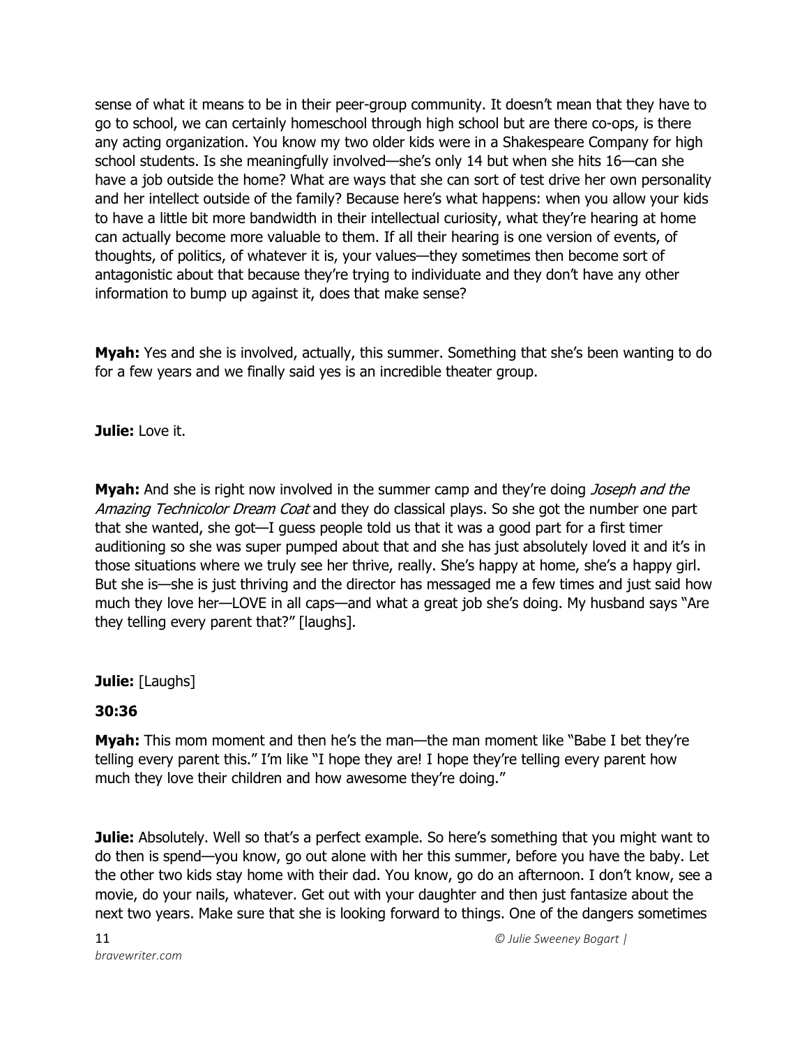sense of what it means to be in their peer-group community. It doesn't mean that they have to go to school, we can certainly homeschool through high school but are there co-ops, is there any acting organization. You know my two older kids were in a Shakespeare Company for high school students. Is she meaningfully involved—she's only 14 but when she hits 16—can she have a job outside the home? What are ways that she can sort of test drive her own personality and her intellect outside of the family? Because here's what happens: when you allow your kids to have a little bit more bandwidth in their intellectual curiosity, what they're hearing at home can actually become more valuable to them. If all their hearing is one version of events, of thoughts, of politics, of whatever it is, your values—they sometimes then become sort of antagonistic about that because they're trying to individuate and they don't have any other information to bump up against it, does that make sense?

**Myah:** Yes and she is involved, actually, this summer. Something that she's been wanting to do for a few years and we finally said yes is an incredible theater group.

**Julie:** Love it.

**Myah:** And she is right now involved in the summer camp and they're doing *Joseph and the Amazing Technicolor Dream Coat* and they do classical plays. So she got the number one part that she wanted, she got—I guess people told us that it was a good part for a first timer auditioning so she was super pumped about that and she has just absolutely loved it and it's in those situations where we truly see her thrive, really. She's happy at home, she's a happy girl. But she is—she is just thriving and the director has messaged me a few times and just said how much they love her—LOVE in all caps—and what a great job she's doing. My husband says "Are they telling every parent that?" [laughs].

**Julie:** [Laughs]

**30:36**

**Myah:** This mom moment and then he's the man—the man moment like "Babe I bet they're telling every parent this." I'm like "I hope they are! I hope they're telling every parent how much they love their children and how awesome they're doing."

**Julie:** Absolutely. Well so that's a perfect example. So here's something that you might want to do then is spend—you know, go out alone with her this summer, before you have the baby. Let the other two kids stay home with their dad. You know, go do an afternoon. I don't know, see a movie, do your nails, whatever. Get out with your daughter and then just fantasize about the next two years. Make sure that she is looking forward to things. One of the dangers sometimes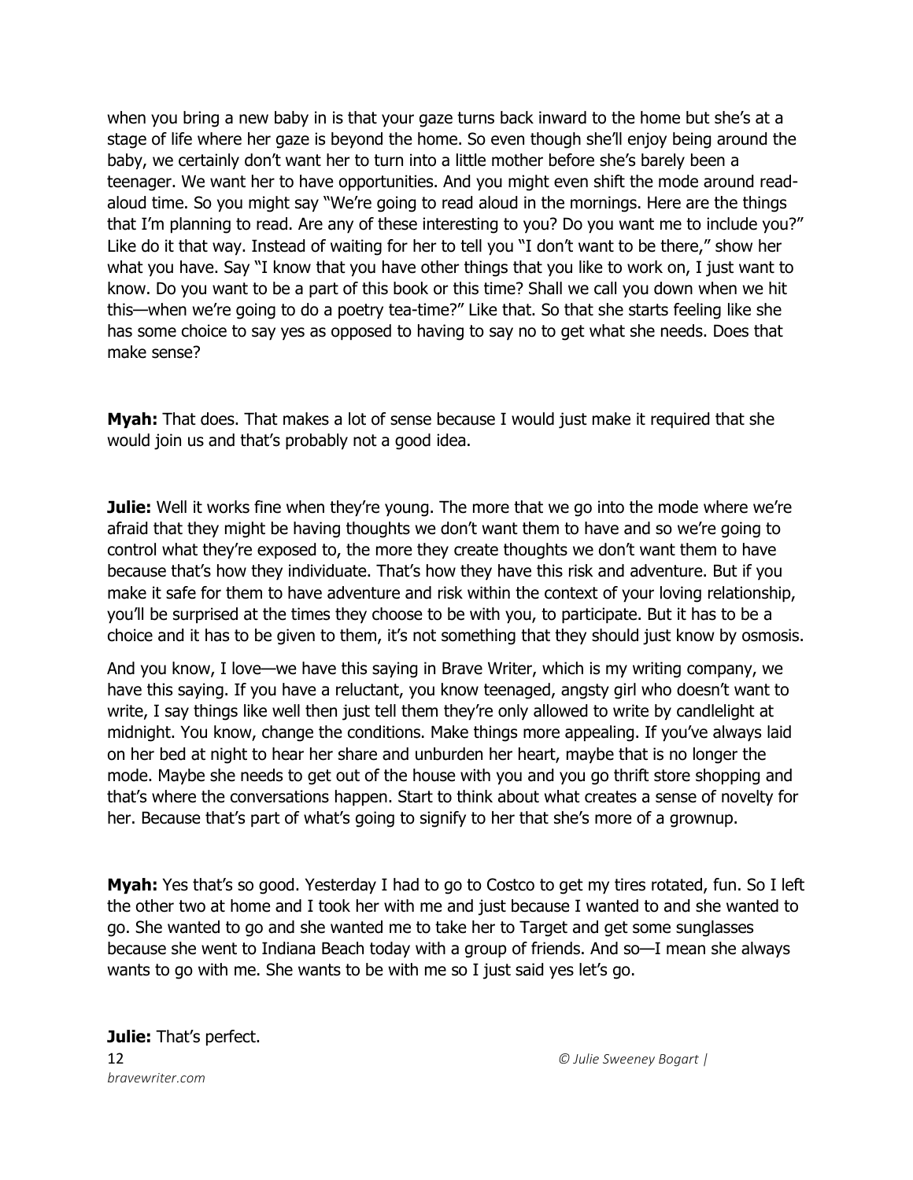when you bring a new baby in is that your gaze turns back inward to the home but she's at a stage of life where her gaze is beyond the home. So even though she'll enjoy being around the baby, we certainly don't want her to turn into a little mother before she's barely been a teenager. We want her to have opportunities. And you might even shift the mode around read-aloud time. So you might say "We're going to read aloud in the mornings. Here are the things that I'm planning to read. Are any of these interesting to you? Do you want me to include you?" Like do it that way. Instead of waiting for her to tell you "I don't want to be there," show her what you have. Say "I know that you have other things that you like to work on, I just want to know. Do you want to be a part of this book or this time? Shall we call you down when we hit this—when we're going to do a poetry tea-time?" Like that. So that she starts feeling like she has some choice to say yes as opposed to having to say no to get what she needs. Does that make sense?

**Myah:** That does. That makes a lot of sense because I would just make it required that she would join us and that's probably not a good idea.

**Julie:** Well it works fine when they're young. The more that we go into the mode where we're afraid that they might be having thoughts we don't want them to have and so we're going to control what they're exposed to, the more they create thoughts we don't want them to have because that's how they individuate. That's how they have this risk and adventure. But if you make it safe for them to have adventure and risk within the context of your loving relationship, you'll be surprised at the times they choose to be with you, to participate. But it has to be a choice and it has to be given to them, it's not something that they should just know by osmosis.

And you know, I love—we have this saying in Brave Writer, which is my writing company, we have this saying. If you have a reluctant, you know teenaged, angsty girl who doesn't want to write, I say things like well then just tell them they're only allowed to write by candlelight at midnight. You know, change the conditions. Make things more appealing. If you've always laid on her bed at night to hear her share and unburden her heart, maybe that is no longer the mode. Maybe she needs to get out of the house with you and you go thrift store shopping and that's where the conversations happen. Start to think about what creates a sense of novelty for her. Because that's part of what's going to signify to her that she's more of a grownup.

**Myah:** Yes that's so good. Yesterday I had to go to Costco to get my tires rotated, fun. So I left the other two at home and I took her with me and just because I wanted to and she wanted to go. She wanted to go and she wanted me to take her to Target and get some sunglasses because she went to Indiana Beach today with a group of friends. And so—I mean she always wants to go with me. She wants to be with me so I just said yes let's go.

**Julie:** That's perfect.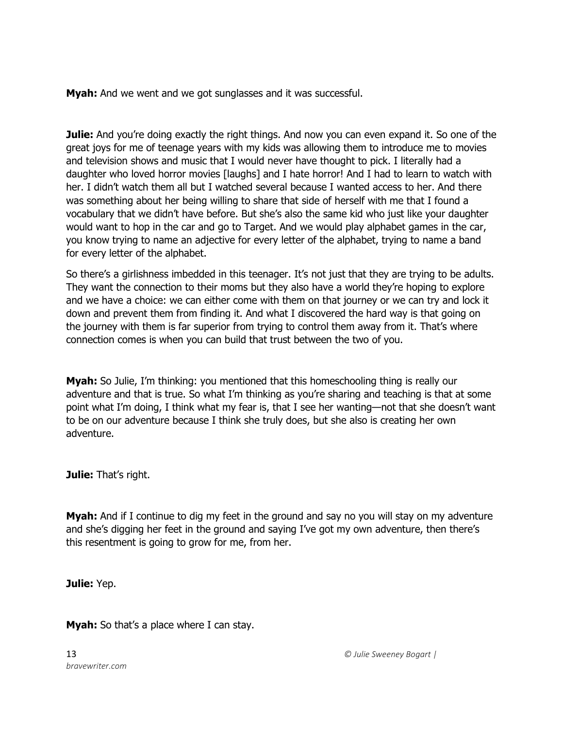**Myah:** And we went and we got sunglasses and it was successful.

**Julie:** And you're doing exactly the right things. And now you can even expand it. So one of the great joys for me of teenage years with my kids was allowing them to introduce me to movies and television shows and music that I would never have thought to pick. I literally had a daughter who loved horror movies [laughs] and I hate horror! And I had to learn to watch with her. I didn't watch them all but I watched several because I wanted access to her. And there was something about her being willing to share that side of herself with me that I found a vocabulary that we didn't have before. But she's also the same kid who just like your daughter would want to hop in the car and go to Target. And we would play alphabet games in the car, you know trying to name an adjective for every letter of the alphabet, trying to name a band for every letter of the alphabet.

So there's a girlishness imbedded in this teenager. It's not just that they are trying to be adults. They want the connection to their moms but they also have a world they're hoping to explore and we have a choice: we can either come with them on that journey or we can try and lock it down and prevent them from finding it. And what I discovered the hard way is that going on the journey with them is far superior from trying to control them away from it. That's where connection comes is when you can build that trust between the two of you.

**Myah:** So Julie, I'm thinking: you mentioned that this homeschooling thing is really our adventure and that is true. So what I'm thinking as you're sharing and teaching is that at some point what I'm doing, I think what my fear is, that I see her wanting—not that she doesn't want to be on our adventure because I think she truly does, but she also is creating her own adventure.

**Julie:** That's right.

**Myah:** And if I continue to dig my feet in the ground and say no you will stay on my adventure and she's digging her feet in the ground and saying I've got my own adventure, then there's this resentment is going to grow for me, from her.

**Julie:** Yep.

**Myah:** So that's a place where I can stay.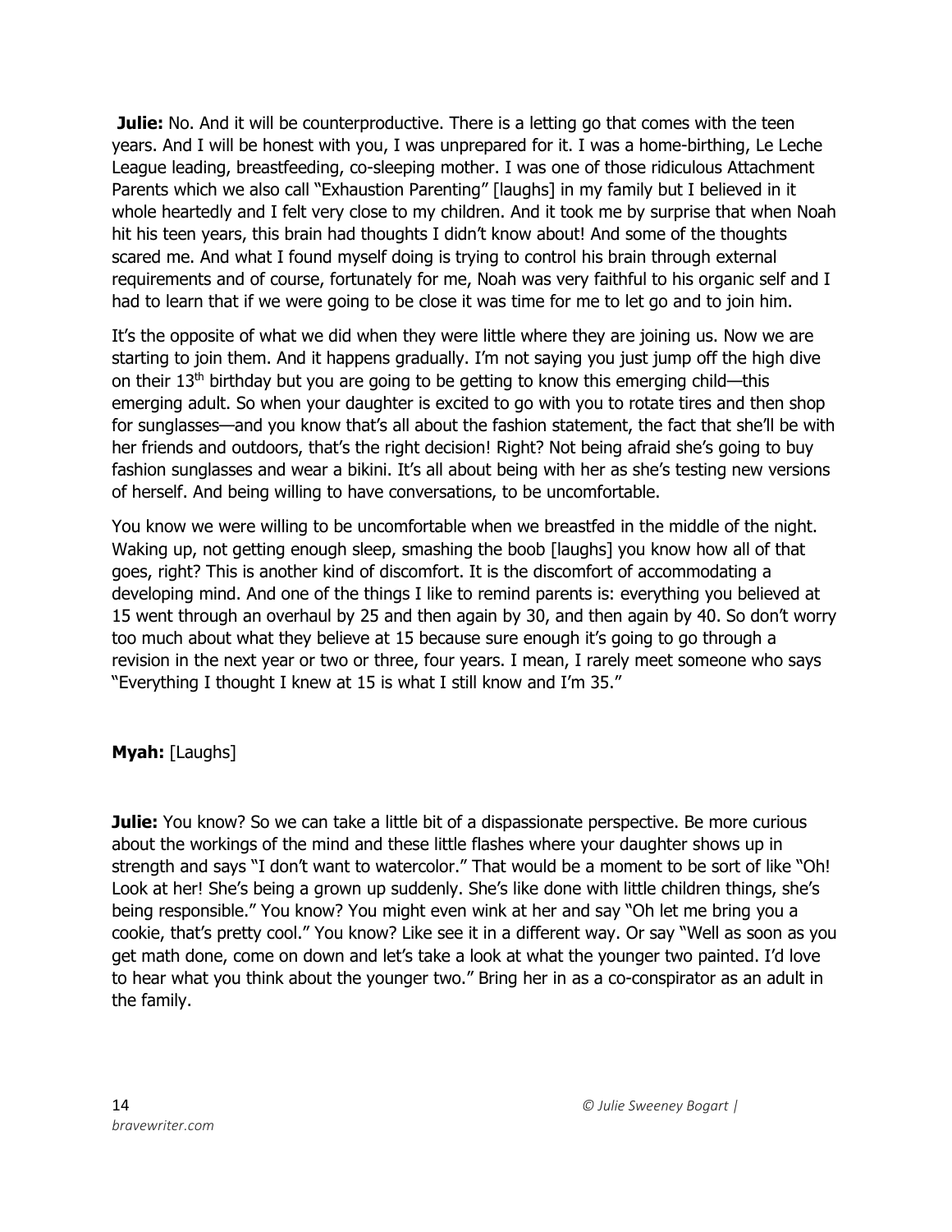**Julie:** No. And it will be counterproductive. There is a letting go that comes with the teen years. And I will be honest with you, I was unprepared for it. I was a home-birthing, Le Leche League leading, breastfeeding, co-sleeping mother. I was one of those ridiculous Attachment Parents which we also call "Exhaustion Parenting" [laughs] in my family but I believed in it whole heartedly and I felt very close to my children. And it took me by surprise that when Noah hit his teen years, this brain had thoughts I didn't know about! And some of the thoughts scared me. And what I found myself doing is trying to control his brain through external requirements and of course, fortunately for me, Noah was very faithful to his organic self and I had to learn that if we were going to be close it was time for me to let go and to join him.

It's the opposite of what we did when they were little where they are joining us. Now we are starting to join them. And it happens gradually. I'm not saying you just jump off the high dive on their 13th birthday but you are going to be getting to know this emerging child—this emerging adult. So when your daughter is excited to go with you to rotate tires and then shop for sunglasses—and you know that's all about the fashion statement, the fact that she'll be with her friends and outdoors, that's the right decision! Right? Not being afraid she's going to buy fashion sunglasses and wear a bikini. It's all about being with her as she's testing new versions of herself. And being willing to have conversations, to be uncomfortable.

You know we were willing to be uncomfortable when we breastfed in the middle of the night. Waking up, not getting enough sleep, smashing the boob [laughs] you know how all of that goes, right? This is another kind of discomfort. It is the discomfort of accommodating a developing mind. And one of the things I like to remind parents is: everything you believed at 15 went through an overhaul by 25 and then again by 30, and then again by 40. So don't worry too much about what they believe at 15 because sure enough it's going to go through a revision in the next year or two or three, four years. I mean, I rarely meet someone who says "Everything I thought I knew at 15 is what I still know and I'm 35."

**Myah:** [Laughs]

**Julie:** You know? So we can take a little bit of a dispassionate perspective. Be more curious about the workings of the mind and these little flashes where your daughter shows up in strength and says "I don't want to watercolor." That would be a moment to be sort of like "Oh! Look at her! She's being a grown up suddenly. She's like done with little children things, she's being responsible." You know? You might even wink at her and say "Oh let me bring you a cookie, that's pretty cool." You know? Like see it in a different way. Or say "Well as soon as you get math done, come on down and let's take a look at what the younger two painted. I'd love to hear what you think about the younger two." Bring her in as a co-conspirator as an adult in the family.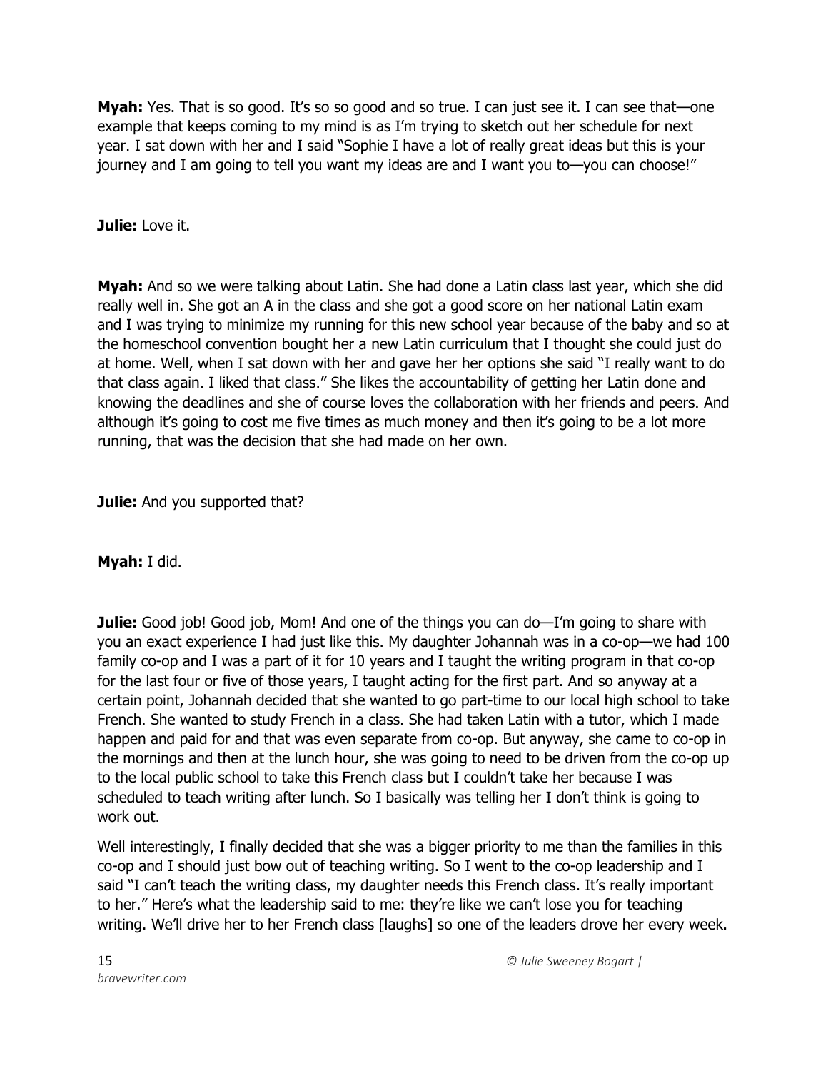**Myah:** Yes. That is so good. It's so so good and so true. I can just see it. I can see that—one example that keeps coming to my mind is as I'm trying to sketch out her schedule for next year. I sat down with her and I said "Sophie I have a lot of really great ideas but this is your journey and I am going to tell you want my ideas are and I want you to—you can choose!"

**Julie:** Love it.

**Myah:** And so we were talking about Latin. She had done a Latin class last year, which she did really well in. She got an A in the class and she got a good score on her national Latin exam and I was trying to minimize my running for this new school year because of the baby and so at the homeschool convention bought her a new Latin curriculum that I thought she could just do at home. Well, when I sat down with her and gave her her options she said "I really want to do that class again. I liked that class." She likes the accountability of getting her Latin done and knowing the deadlines and she of course loves the collaboration with her friends and peers. And although it's going to cost me five times as much money and then it's going to be a lot more running, that was the decision that she had made on her own.

**Julie:** And you supported that?

**Myah:** I did.

**Julie:** Good job! Good job, Mom! And one of the things you can do—I'm going to share with you an exact experience I had just like this. My daughter Johannah was in a co-op—we had 100 family co-op and I was a part of it for 10 years and I taught the writing program in that co-op for the last four or five of those years, I taught acting for the first part. And so anyway at a certain point, Johannah decided that she wanted to go part-time to our local high school to take French. She wanted to study French in a class. She had taken Latin with a tutor, which I made happen and paid for and that was even separate from co-op. But anyway, she came to co-op in the mornings and then at the lunch hour, she was going to need to be driven from the co-op up to the local public school to take this French class but I couldn't take her because I was scheduled to teach writing after lunch. So I basically was telling her I don't think is going to work out.

Well interestingly, I finally decided that she was a bigger priority to me than the families in this co-op and I should just bow out of teaching writing. So I went to the co-op leadership and I said "I can't teach the writing class, my daughter needs this French class. It's really important to her." Here's what the leadership said to me: they're like we can't lose you for teaching writing. We'll drive her to her French class [laughs] so one of the leaders drove her every week.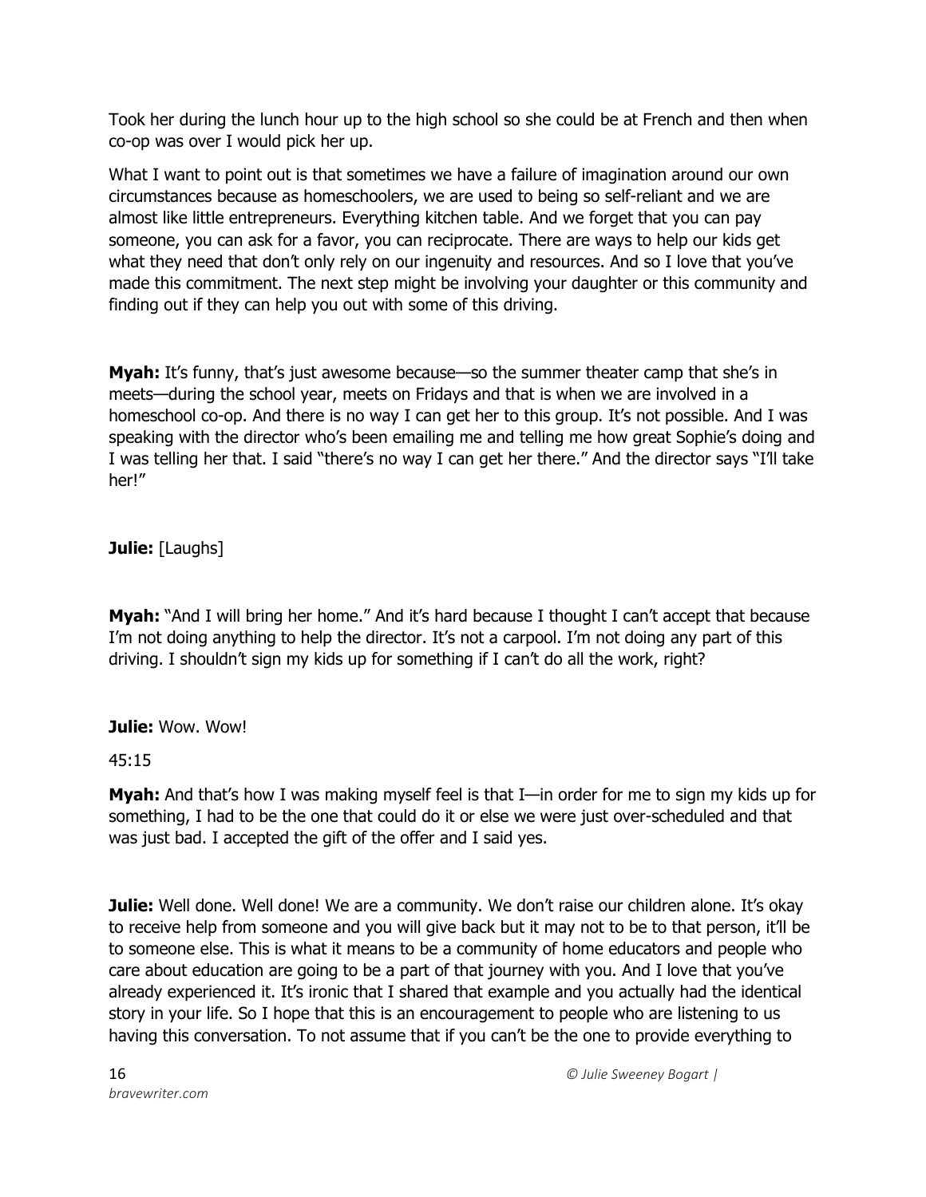Took her during the lunch hour up to the high school so she could be at French and then when co-op was over I would pick her up.

What I want to point out is that sometimes we have a failure of imagination around our own circumstances because as homeschoolers, we are used to being so self-reliant and we are almost like little entrepreneurs. Everything kitchen table. And we forget that you can pay someone, you can ask for a favor, you can reciprocate. There are ways to help our kids get what they need that don't only rely on our ingenuity and resources. And so I love that you've made this commitment. The next step might be involving your daughter or this community and finding out if they can help you out with some of this driving.

**Myah:** It's funny, that's just awesome because—so the summer theater camp that she's in meets—during the school year, meets on Fridays and that is when we are involved in a homeschool co-op. And there is no way I can get her to this group. It's not possible. And I was speaking with the director who's been emailing me and telling me how great Sophie's doing and I was telling her that. I said "there's no way I can get her there." And the director says "I'll take her!"

**Julie:** [Laughs]

**Myah:** "And I will bring her home." And it's hard because I thought I can't accept that because I'm not doing anything to help the director. It's not a carpool. I'm not doing any part of this driving. I shouldn't sign my kids up for something if I can't do all the work, right?

**Julie:** Wow. Wow!

45:15

**Myah:** And that's how I was making myself feel is that I—in order for me to sign my kids up for something, I had to be the one that could do it or else we were just over-scheduled and that was just bad. I accepted the gift of the offer and I said yes.

**Julie:** Well done. Well done! We are a community. We don't raise our children alone. It's okay to receive help from someone and you will give back but it may not to be to that person, it'll be to someone else. This is what it means to be a community of home educators and people who care about education are going to be a part of that journey with you. And I love that you've already experienced it. It's ironic that I shared that example and you actually had the identical story in your life. So I hope that this is an encouragement to people who are listening to us having this conversation. To not assume that if you can't be the one to provide everything to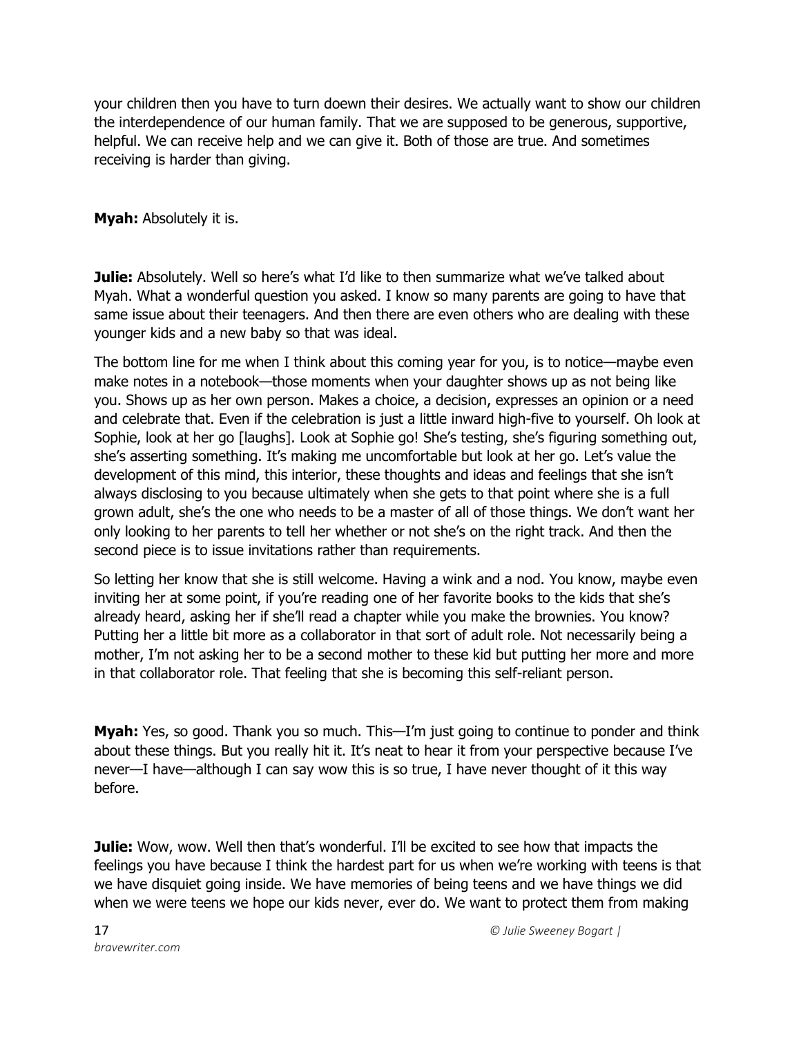your children then you have to turn doewn their desires. We actually want to show our children the interdependence of our human family. That we are supposed to be generous, supportive, helpful. We can receive help and we can give it. Both of those are true. And sometimes receiving is harder than giving.

**Myah:** Absolutely it is.

**Julie:** Absolutely. Well so here's what I'd like to then summarize what we've talked about Myah. What a wonderful question you asked. I know so many parents are going to have that same issue about their teenagers. And then there are even others who are dealing with these younger kids and a new baby so that was ideal.

The bottom line for me when I think about this coming year for you, is to notice—maybe even make notes in a notebook—those moments when your daughter shows up as not being like you. Shows up as her own person. Makes a choice, a decision, expresses an opinion or a need and celebrate that. Even if the celebration is just a little inward high-five to yourself. Oh look at Sophie, look at her go [laughs]. Look at Sophie go! She's testing, she's figuring something out, she's asserting something. It's making me uncomfortable but look at her go. Let's value the development of this mind, this interior, these thoughts and ideas and feelings that she isn't always disclosing to you because ultimately when she gets to that point where she is a full grown adult, she's the one who needs to be a master of all of those things. We don't want her only looking to her parents to tell her whether or not she's on the right track. And then the second piece is to issue invitations rather than requirements.

So letting her know that she is still welcome. Having a wink and a nod. You know, maybe even inviting her at some point, if you're reading one of her favorite books to the kids that she's already heard, asking her if she'll read a chapter while you make the brownies. You know? Putting her a little bit more as a collaborator in that sort of adult role. Not necessarily being a mother, I'm not asking her to be a second mother to these kid but putting her more and more in that collaborator role. That feeling that she is becoming this self-reliant person.

**Myah:** Yes, so good. Thank you so much. This—I'm just going to continue to ponder and think about these things. But you really hit it. It's neat to hear it from your perspective because I've never—I have—although I can say wow this is so true, I have never thought of it this way before.

**Julie:** Wow, wow. Well then that's wonderful. I'll be excited to see how that impacts the feelings you have because I think the hardest part for us when we're working with teens is that we have disquiet going inside. We have memories of being teens and we have things we did when we were teens we hope our kids never, ever do. We want to protect them from making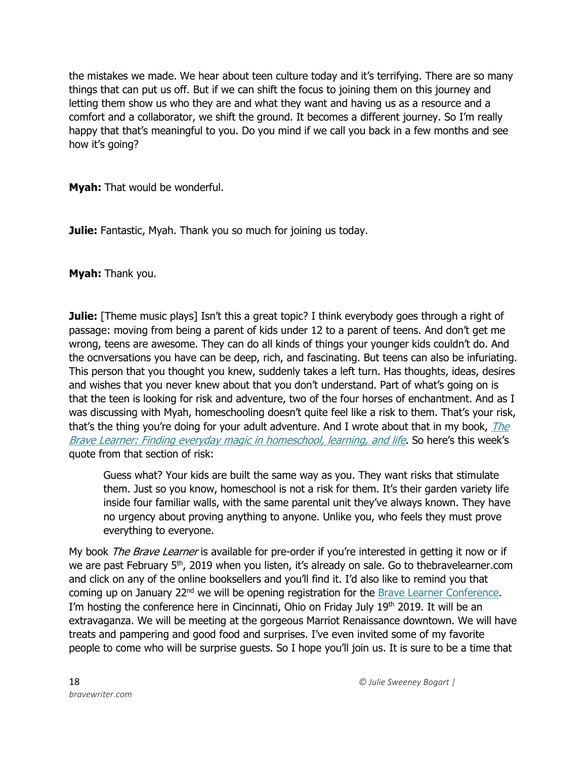the mistakes we made. We hear about teen culture today and it's terrifying. There are so many things that can put us off. But if we can shift the focus to joining them on this journey and letting them show us who they are and what they want and having us as a resource and a comfort and a collaborator, we shift the ground. It becomes a different journey. So I'm really happy that that's meaningful to you. Do you mind if we call you back in a few months and see how it's going?

**Myah:** That would be wonderful.

**Julie:** Fantastic, Myah. Thank you so much for joining us today.

**Myah:** Thank you.

**Julie:** [Theme music plays] Isn't this a great topic? I think everybody goes through a right of passage: moving from being a parent of kids under 12 to a parent of teens. And don't get me wrong, teens are awesome. They can do all kinds of things your younger kids couldn't do. And the ocnversations you have can be deep, rich, and fascinating. But teens can also be infuriating. This person that you thought you knew, suddenly takes a left turn. Has thoughts, ideas, desires and wishes that you never knew about that you don't understand. Part of what's going on is that the teen is looking for risk and adventure, two of the four horses of enchantment. And as I was discussing with Myah, homeschooling doesn't quite feel like a risk to them. That's your risk, that's the thing you're doing for your adult adventure. And I wrote about that in my book, *The Brave Learner: Finding everyday magic in homeschool, learning, and life*. So here's this week's quote from that section of risk:

> Guess what? Your kids are built the same way as you. They want risks that stimulate them. Just so you know, homeschool is not a risk for them. It's their garden variety life inside four familiar walls, with the same parental unit they've always known. They have no urgency about proving anything to anyone. Unlike you, who feels they must prove everything to everyone.

My book *The Brave Learner* is available for pre-order if you're interested in getting it now or if we are past February 5th, 2019 when you listen, it's already on sale. Go to thebravelearner.com and click on any of the online booksellers and you'll find it. I'd also like to remind you that coming up on January 22nd we will be opening registration for the Brave Learner Conference. I'm hosting the conference here in Cincinnati, Ohio on Friday July 19th 2019. It will be an extravaganza. We will be meeting at the gorgeous Marriot Renaissance downtown. We will have treats and pampering and good food and surprises. I've even invited some of my favorite people to come who will be surprise guests. So I hope you'll join us. It is sure to be a time that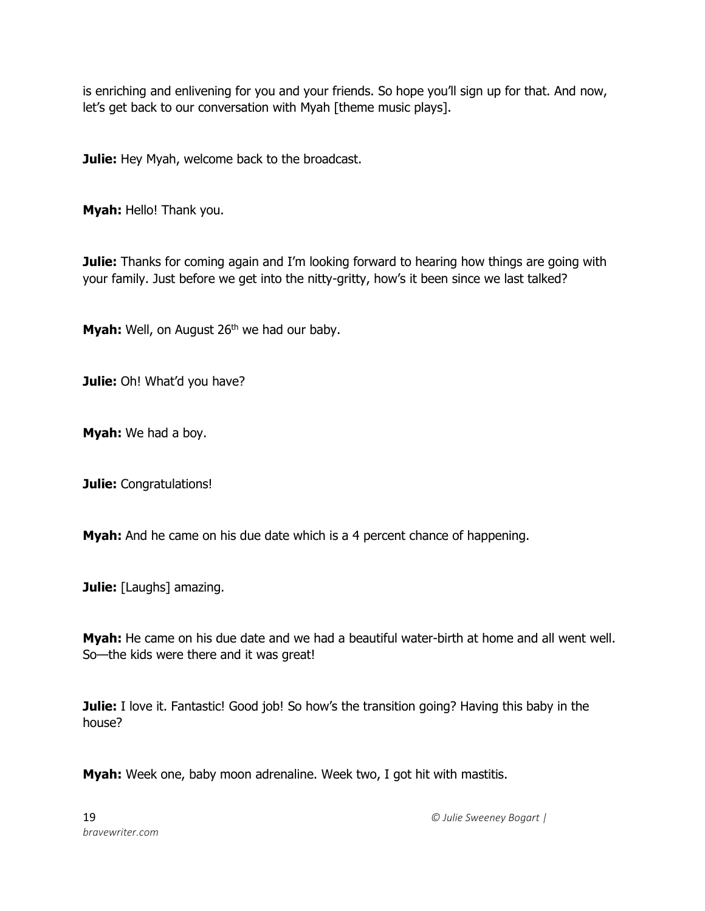is enriching and enlivening for you and your friends. So hope you'll sign up for that. And now, let's get back to our conversation with Myah [theme music plays].

**Julie:** Hey Myah, welcome back to the broadcast.

**Myah:** Hello! Thank you.

**Julie:** Thanks for coming again and I'm looking forward to hearing how things are going with your family. Just before we get into the nitty-gritty, how's it been since we last talked?

**Myah:** Well, on August 26th we had our baby.

**Julie:** Oh! What'd you have?

**Myah:** We had a boy.

**Julie:** Congratulations!

**Myah:** And he came on his due date which is a 4 percent chance of happening.

**Julie:** [Laughs] amazing.

**Myah:** He came on his due date and we had a beautiful water-birth at home and all went well. So—the kids were there and it was great!

**Julie:** I love it. Fantastic! Good job! So how's the transition going? Having this baby in the house?

**Myah:** Week one, baby moon adrenaline. Week two, I got hit with mastitis.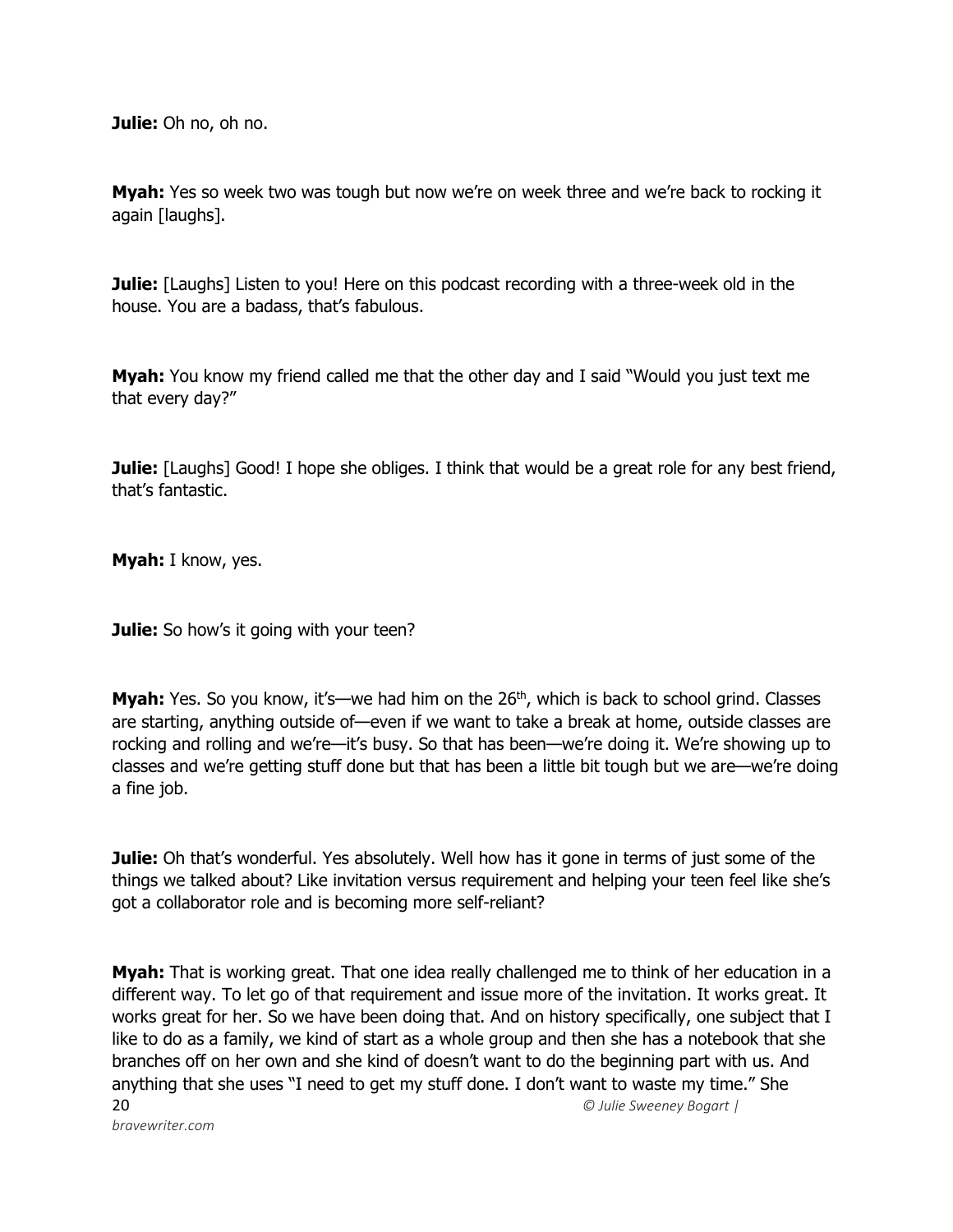**Julie:** Oh no, oh no.

**Myah:** Yes so week two was tough but now we're on week three and we're back to rocking it again [laughs].

**Julie:** [Laughs] Listen to you! Here on this podcast recording with a three-week old in the house. You are a badass, that's fabulous.

**Myah:** You know my friend called me that the other day and I said "Would you just text me that every day?"

**Julie:** [Laughs] Good! I hope she obliges. I think that would be a great role for any best friend, that's fantastic.

**Myah:** I know, yes.

**Julie:** So how's it going with your teen?

**Myah:** Yes. So you know, it's—we had him on the 26th, which is back to school grind. Classes are starting, anything outside of—even if we want to take a break at home, outside classes are rocking and rolling and we're—it's busy. So that has been—we're doing it. We're showing up to classes and we're getting stuff done but that has been a little bit tough but we are—we're doing a fine job.

**Julie:** Oh that's wonderful. Yes absolutely. Well how has it gone in terms of just some of the things we talked about? Like invitation versus requirement and helping your teen feel like she's got a collaborator role and is becoming more self-reliant?

**Myah:** That is working great. That one idea really challenged me to think of her education in a different way. To let go of that requirement and issue more of the invitation. It works great. It works great for her. So we have been doing that. And on history specifically, one subject that I like to do as a family, we kind of start as a whole group and then she has a notebook that she branches off on her own and she kind of doesn't want to do the beginning part with us. And anything that she uses "I need to get my stuff done. I don't want to waste my time." She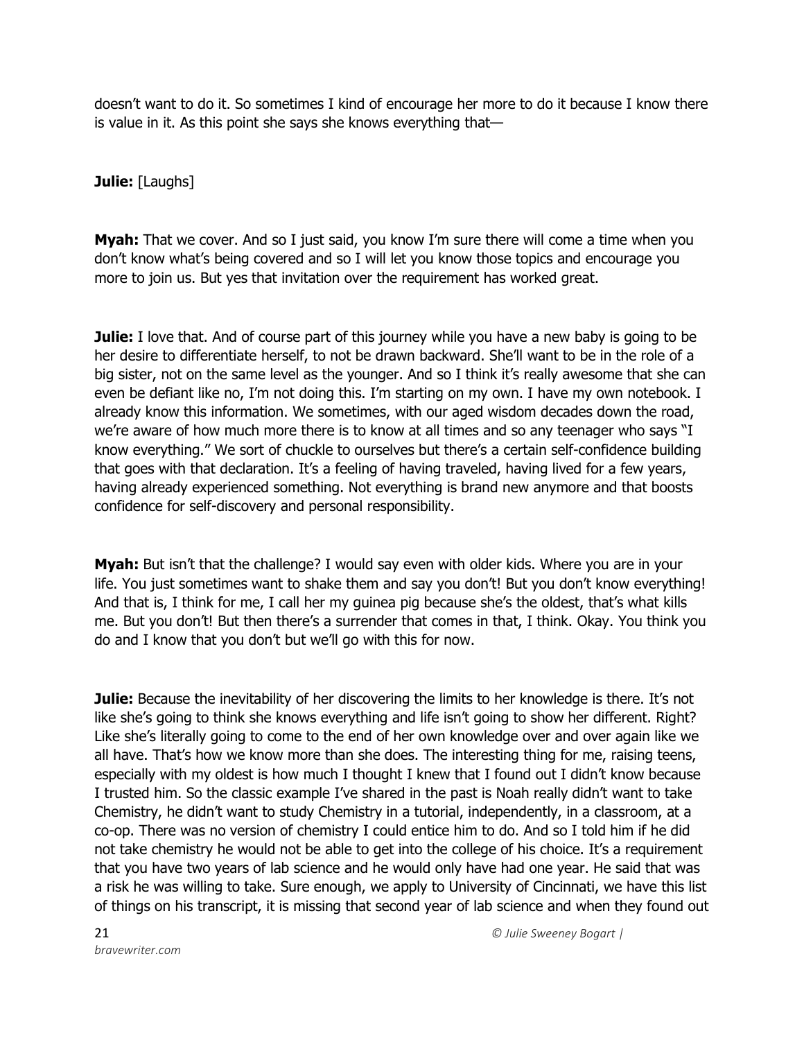doesn't want to do it. So sometimes I kind of encourage her more to do it because I know there is value in it. As this point she says she knows everything that—

**Julie:** [Laughs]

**Myah:** That we cover. And so I just said, you know I'm sure there will come a time when you don't know what's being covered and so I will let you know those topics and encourage you more to join us. But yes that invitation over the requirement has worked great.

**Julie:** I love that. And of course part of this journey while you have a new baby is going to be her desire to differentiate herself, to not be drawn backward. She'll want to be in the role of a big sister, not on the same level as the younger. And so I think it's really awesome that she can even be defiant like no, I'm not doing this. I'm starting on my own. I have my own notebook. I already know this information. We sometimes, with our aged wisdom decades down the road, we're aware of how much more there is to know at all times and so any teenager who says "I know everything." We sort of chuckle to ourselves but there's a certain self-confidence building that goes with that declaration. It's a feeling of having traveled, having lived for a few years, having already experienced something. Not everything is brand new anymore and that boosts confidence for self-discovery and personal responsibility.

**Myah:** But isn't that the challenge? I would say even with older kids. Where you are in your life. You just sometimes want to shake them and say you don't! But you don't know everything! And that is, I think for me, I call her my guinea pig because she's the oldest, that's what kills me. But you don't! But then there's a surrender that comes in that, I think. Okay. You think you do and I know that you don't but we'll go with this for now.

**Julie:** Because the inevitability of her discovering the limits to her knowledge is there. It's not like she's going to think she knows everything and life isn't going to show her different. Right? Like she's literally going to come to the end of her own knowledge over and over again like we all have. That's how we know more than she does. The interesting thing for me, raising teens, especially with my oldest is how much I thought I knew that I found out I didn't know because I trusted him. So the classic example I've shared in the past is Noah really didn't want to take Chemistry, he didn't want to study Chemistry in a tutorial, independently, in a classroom, at a co-op. There was no version of chemistry I could entice him to do. And so I told him if he did not take chemistry he would not be able to get into the college of his choice. It's a requirement that you have two years of lab science and he would only have had one year. He said that was a risk he was willing to take. Sure enough, we apply to University of Cincinnati, we have this list of things on his transcript, it is missing that second year of lab science and when they found out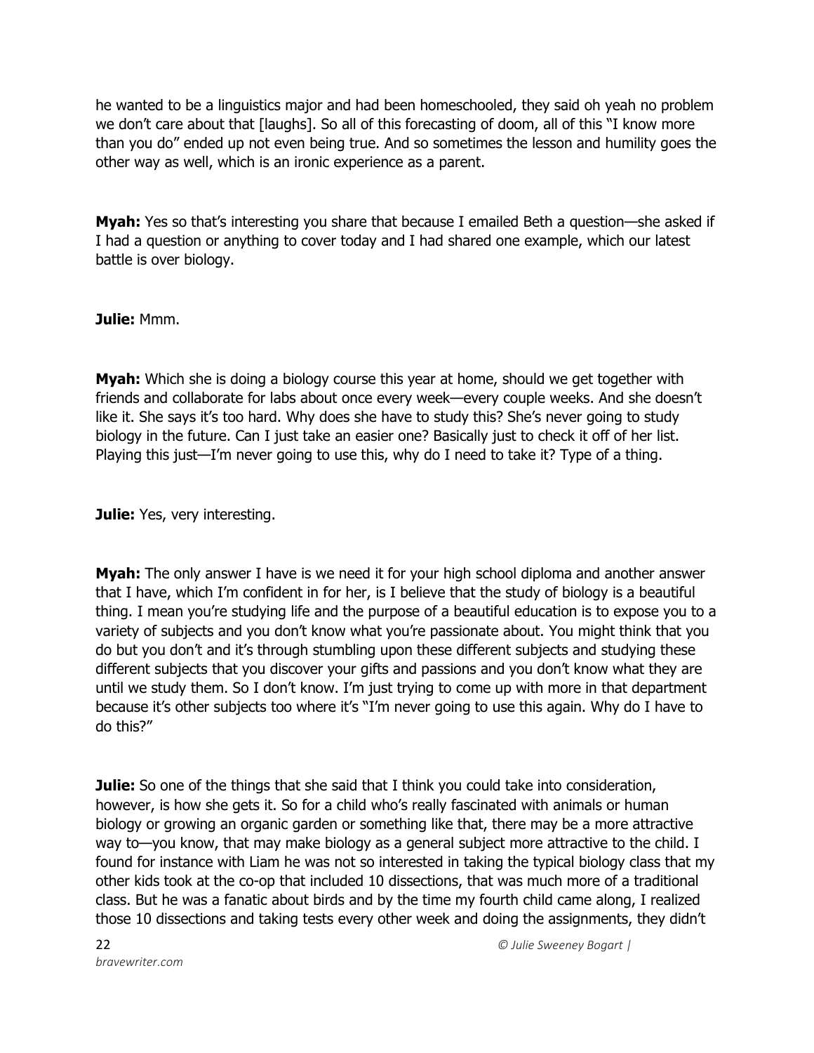he wanted to be a linguistics major and had been homeschooled, they said oh yeah no problem we don't care about that [laughs]. So all of this forecasting of doom, all of this "I know more than you do" ended up not even being true. And so sometimes the lesson and humility goes the other way as well, which is an ironic experience as a parent.

**Myah:** Yes so that's interesting you share that because I emailed Beth a question—she asked if I had a question or anything to cover today and I had shared one example, which our latest battle is over biology.

**Julie:** Mmm.

**Myah:** Which she is doing a biology course this year at home, should we get together with friends and collaborate for labs about once every week—every couple weeks. And she doesn't like it. She says it's too hard. Why does she have to study this? She's never going to study biology in the future. Can I just take an easier one? Basically just to check it off of her list. Playing this just—I'm never going to use this, why do I need to take it? Type of a thing.

**Julie:** Yes, very interesting.

**Myah:** The only answer I have is we need it for your high school diploma and another answer that I have, which I'm confident in for her, is I believe that the study of biology is a beautiful thing. I mean you're studying life and the purpose of a beautiful education is to expose you to a variety of subjects and you don't know what you're passionate about. You might think that you do but you don't and it's through stumbling upon these different subjects and studying these different subjects that you discover your gifts and passions and you don't know what they are until we study them. So I don't know. I'm just trying to come up with more in that department because it's other subjects too where it's "I'm never going to use this again. Why do I have to do this?"

**Julie:** So one of the things that she said that I think you could take into consideration, however, is how she gets it. So for a child who's really fascinated with animals or human biology or growing an organic garden or something like that, there may be a more attractive way to—you know, that may make biology as a general subject more attractive to the child. I found for instance with Liam he was not so interested in taking the typical biology class that my other kids took at the co-op that included 10 dissections, that was much more of a traditional class. But he was a fanatic about birds and by the time my fourth child came along, I realized those 10 dissections and taking tests every other week and doing the assignments, they didn't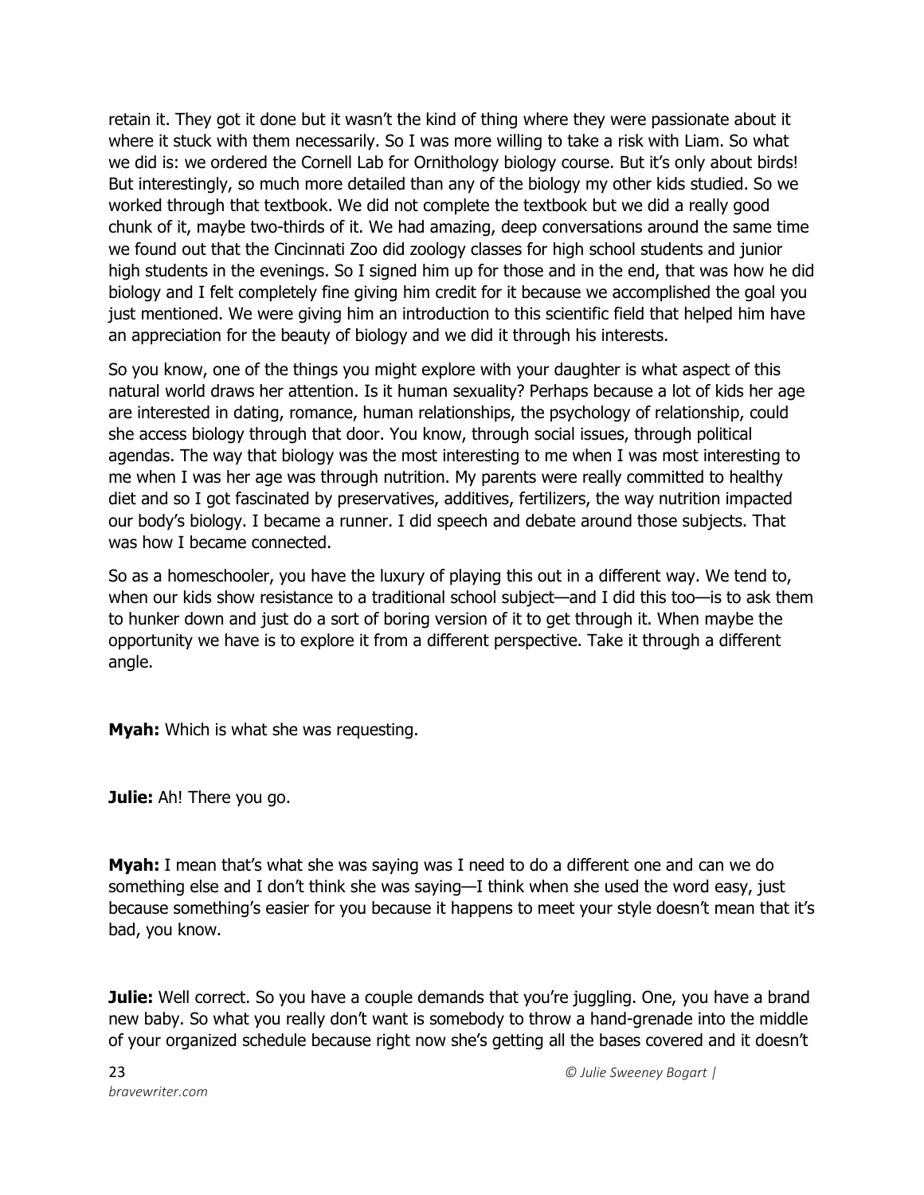retain it. They got it done but it wasn't the kind of thing where they were passionate about it where it stuck with them necessarily. So I was more willing to take a risk with Liam. So what we did is: we ordered the Cornell Lab for Ornithology biology course. But it's only about birds! But interestingly, so much more detailed than any of the biology my other kids studied. So we worked through that textbook. We did not complete the textbook but we did a really good chunk of it, maybe two-thirds of it. We had amazing, deep conversations around the same time we found out that the Cincinnati Zoo did zoology classes for high school students and junior high students in the evenings. So I signed him up for those and in the end, that was how he did biology and I felt completely fine giving him credit for it because we accomplished the goal you just mentioned. We were giving him an introduction to this scientific field that helped him have an appreciation for the beauty of biology and we did it through his interests.

So you know, one of the things you might explore with your daughter is what aspect of this natural world draws her attention. Is it human sexuality? Perhaps because a lot of kids her age are interested in dating, romance, human relationships, the psychology of relationship, could she access biology through that door. You know, through social issues, through political agendas. The way that biology was the most interesting to me when I was most interesting to me when I was her age was through nutrition. My parents were really committed to healthy diet and so I got fascinated by preservatives, additives, fertilizers, the way nutrition impacted our body's biology. I became a runner. I did speech and debate around those subjects. That was how I became connected.

So as a homeschooler, you have the luxury of playing this out in a different way. We tend to, when our kids show resistance to a traditional school subject—and I did this too—is to ask them to hunker down and just do a sort of boring version of it to get through it. When maybe the opportunity we have is to explore it from a different perspective. Take it through a different angle.

**Myah:** Which is what she was requesting.

**Julie:** Ah! There you go.

**Myah:** I mean that's what she was saying was I need to do a different one and can we do something else and I don't think she was saying—I think when she used the word easy, just because something's easier for you because it happens to meet your style doesn't mean that it's bad, you know.

**Julie:** Well correct. So you have a couple demands that you're juggling. One, you have a brand new baby. So what you really don't want is somebody to throw a hand-grenade into the middle of your organized schedule because right now she's getting all the bases covered and it doesn't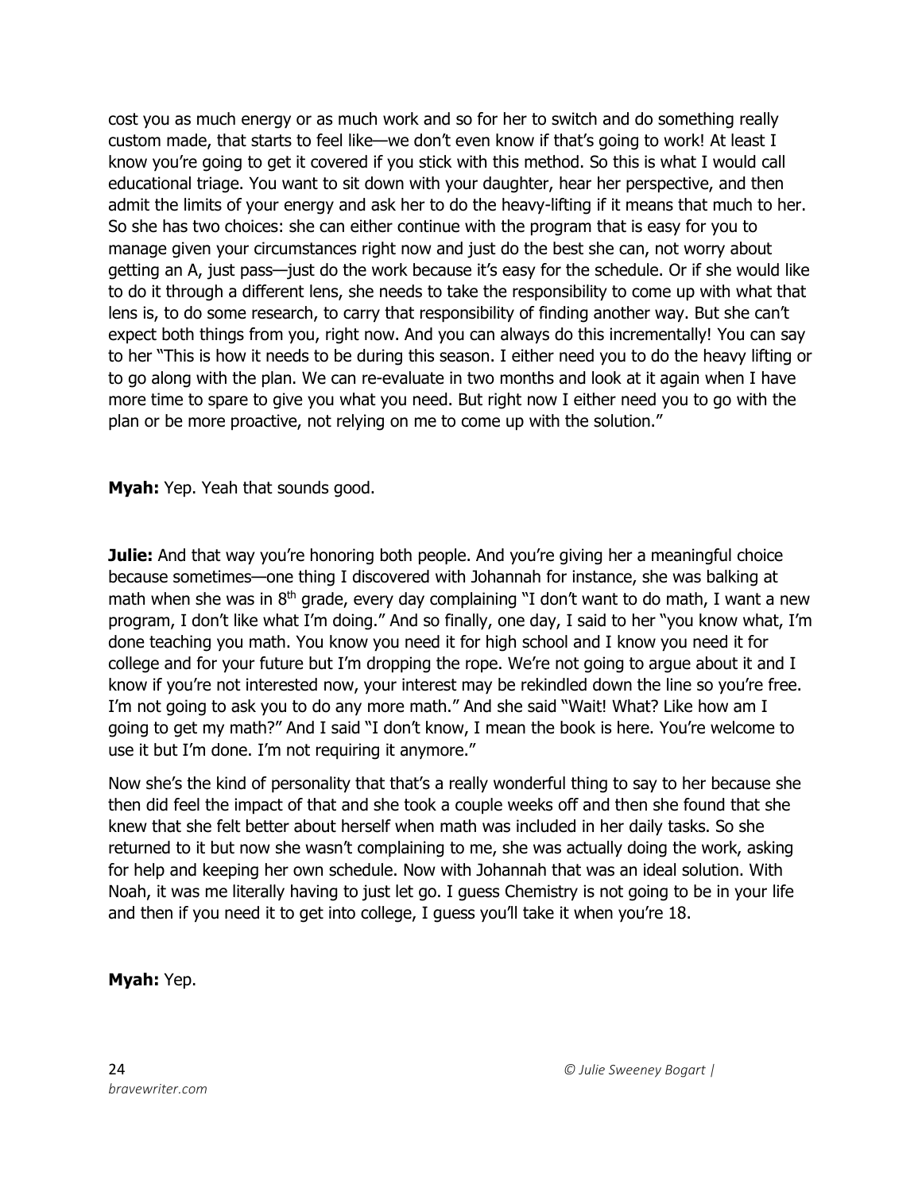cost you as much energy or as much work and so for her to switch and do something really custom made, that starts to feel like—we don't even know if that's going to work! At least I know you're going to get it covered if you stick with this method. So this is what I would call educational triage. You want to sit down with your daughter, hear her perspective, and then admit the limits of your energy and ask her to do the heavy-lifting if it means that much to her. So she has two choices: she can either continue with the program that is easy for you to manage given your circumstances right now and just do the best she can, not worry about getting an A, just pass—just do the work because it's easy for the schedule. Or if she would like to do it through a different lens, she needs to take the responsibility to come up with what that lens is, to do some research, to carry that responsibility of finding another way. But she can't expect both things from you, right now. And you can always do this incrementally! You can say to her "This is how it needs to be during this season. I either need you to do the heavy lifting or to go along with the plan. We can re-evaluate in two months and look at it again when I have more time to spare to give you what you need. But right now I either need you to go with the plan or be more proactive, not relying on me to come up with the solution."

**Myah:** Yep. Yeah that sounds good.

**Julie:** And that way you're honoring both people. And you're giving her a meaningful choice because sometimes—one thing I discovered with Johannah for instance, she was balking at math when she was in 8th grade, every day complaining "I don't want to do math, I want a new program, I don't like what I'm doing." And so finally, one day, I said to her "you know what, I'm done teaching you math. You know you need it for high school and I know you need it for college and for your future but I'm dropping the rope. We're not going to argue about it and I know if you're not interested now, your interest may be rekindled down the line so you're free. I'm not going to ask you to do any more math." And she said "Wait! What? Like how am I going to get my math?" And I said "I don't know, I mean the book is here. You're welcome to use it but I'm done. I'm not requiring it anymore."

Now she's the kind of personality that that's a really wonderful thing to say to her because she then did feel the impact of that and she took a couple weeks off and then she found that she knew that she felt better about herself when math was included in her daily tasks. So she returned to it but now she wasn't complaining to me, she was actually doing the work, asking for help and keeping her own schedule. Now with Johannah that was an ideal solution. With Noah, it was me literally having to just let go. I guess Chemistry is not going to be in your life and then if you need it to get into college, I guess you'll take it when you're 18.

**Myah:** Yep.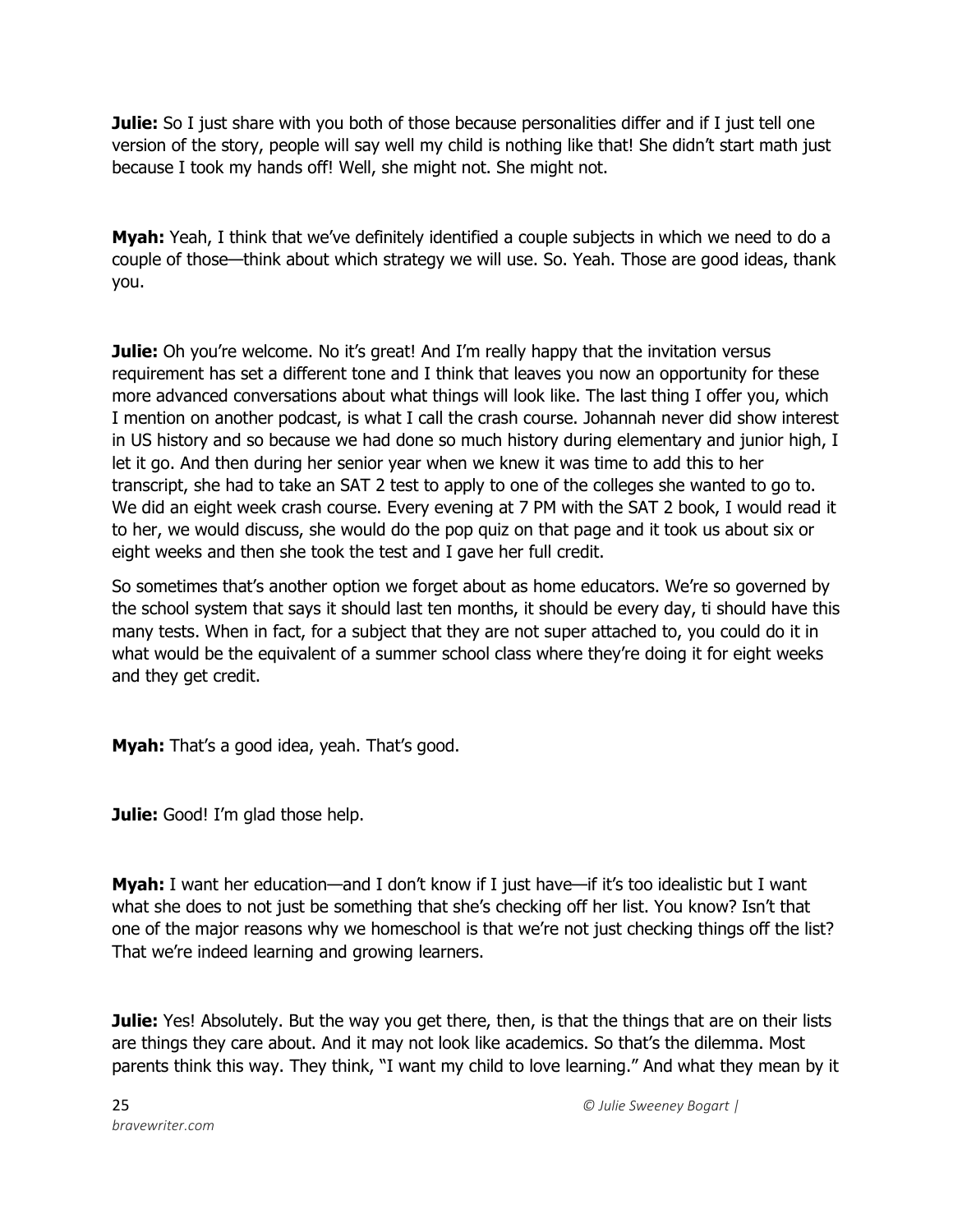**Julie:** So I just share with you both of those because personalities differ and if I just tell one version of the story, people will say well my child is nothing like that! She didn't start math just because I took my hands off! Well, she might not. She might not.

**Myah:** Yeah, I think that we've definitely identified a couple subjects in which we need to do a couple of those—think about which strategy we will use. So. Yeah. Those are good ideas, thank you.

**Julie:** Oh you're welcome. No it's great! And I'm really happy that the invitation versus requirement has set a different tone and I think that leaves you now an opportunity for these more advanced conversations about what things will look like. The last thing I offer you, which I mention on another podcast, is what I call the crash course. Johannah never did show interest in US history and so because we had done so much history during elementary and junior high, I let it go. And then during her senior year when we knew it was time to add this to her transcript, she had to take an SAT 2 test to apply to one of the colleges she wanted to go to. We did an eight week crash course. Every evening at 7 PM with the SAT 2 book, I would read it to her, we would discuss, she would do the pop quiz on that page and it took us about six or eight weeks and then she took the test and I gave her full credit.

So sometimes that's another option we forget about as home educators. We're so governed by the school system that says it should last ten months, it should be every day, ti should have this many tests. When in fact, for a subject that they are not super attached to, you could do it in what would be the equivalent of a summer school class where they're doing it for eight weeks and they get credit.

**Myah:** That's a good idea, yeah. That's good.

**Julie:** Good! I'm glad those help.

**Myah:** I want her education—and I don't know if I just have—if it's too idealistic but I want what she does to not just be something that she's checking off her list. You know? Isn't that one of the major reasons why we homeschool is that we're not just checking things off the list? That we're indeed learning and growing learners.

**Julie:** Yes! Absolutely. But the way you get there, then, is that the things that are on their lists are things they care about. And it may not look like academics. So that's the dilemma. Most parents think this way. They think, "I want my child to love learning." And what they mean by it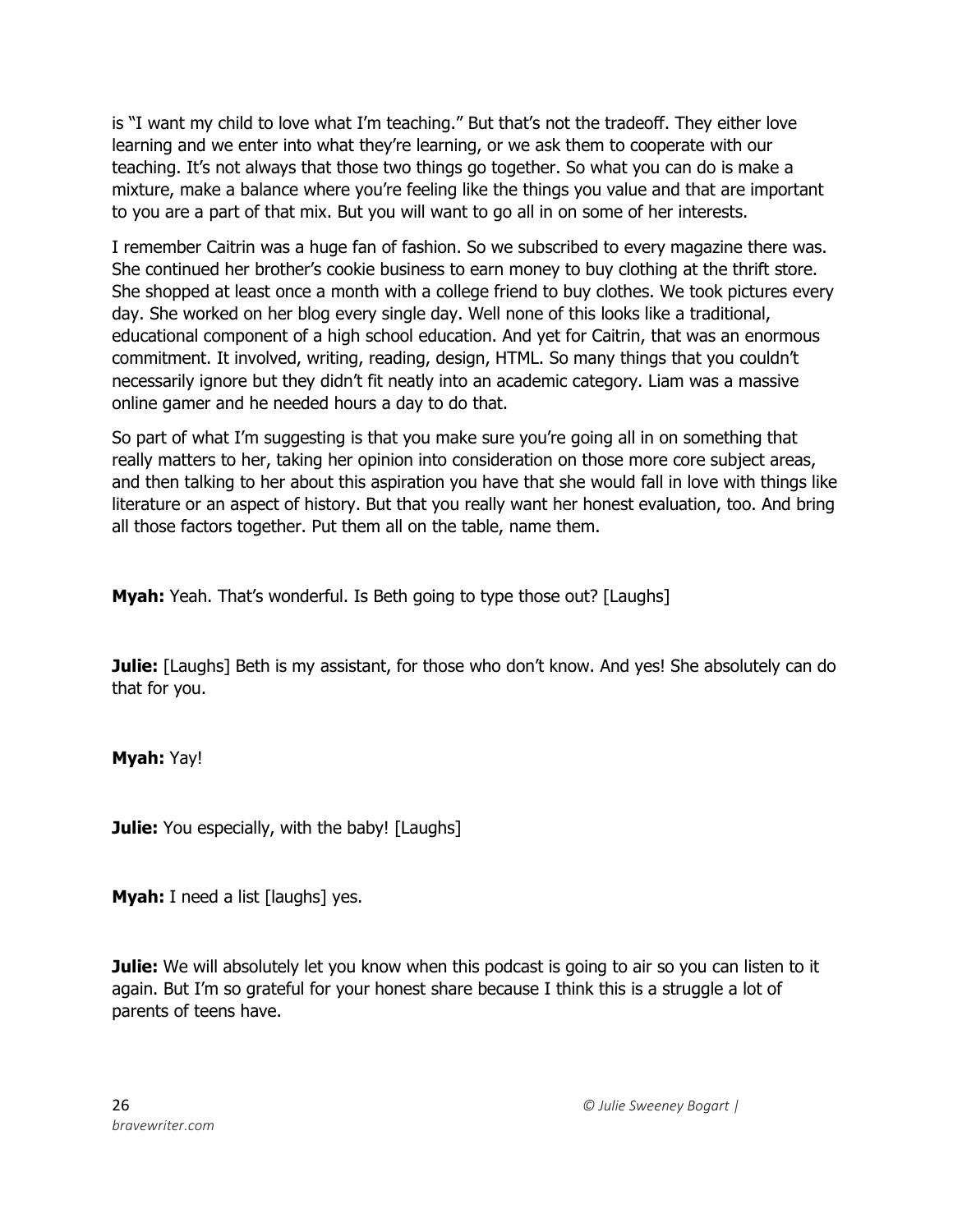is "I want my child to love what I'm teaching." But that's not the tradeoff. They either love learning and we enter into what they're learning, or we ask them to cooperate with our teaching. It's not always that those two things go together. So what you can do is make a mixture, make a balance where you're feeling like the things you value and that are important to you are a part of that mix. But you will want to go all in on some of her interests.

I remember Caitrin was a huge fan of fashion. So we subscribed to every magazine there was. She continued her brother's cookie business to earn money to buy clothing at the thrift store. She shopped at least once a month with a college friend to buy clothes. We took pictures every day. She worked on her blog every single day. Well none of this looks like a traditional, educational component of a high school education. And yet for Caitrin, that was an enormous commitment. It involved, writing, reading, design, HTML. So many things that you couldn't necessarily ignore but they didn't fit neatly into an academic category. Liam was a massive online gamer and he needed hours a day to do that.

So part of what I'm suggesting is that you make sure you're going all in on something that really matters to her, taking her opinion into consideration on those more core subject areas, and then talking to her about this aspiration you have that she would fall in love with things like literature or an aspect of history. But that you really want her honest evaluation, too. And bring all those factors together. Put them all on the table, name them.

**Myah:** Yeah. That's wonderful. Is Beth going to type those out? [Laughs]

**Julie:** [Laughs] Beth is my assistant, for those who don't know. And yes! She absolutely can do that for you.

**Myah:** Yay!

**Julie:** You especially, with the baby! [Laughs]

**Myah:** I need a list [laughs] yes.

**Julie:** We will absolutely let you know when this podcast is going to air so you can listen to it again. But I'm so grateful for your honest share because I think this is a struggle a lot of parents of teens have.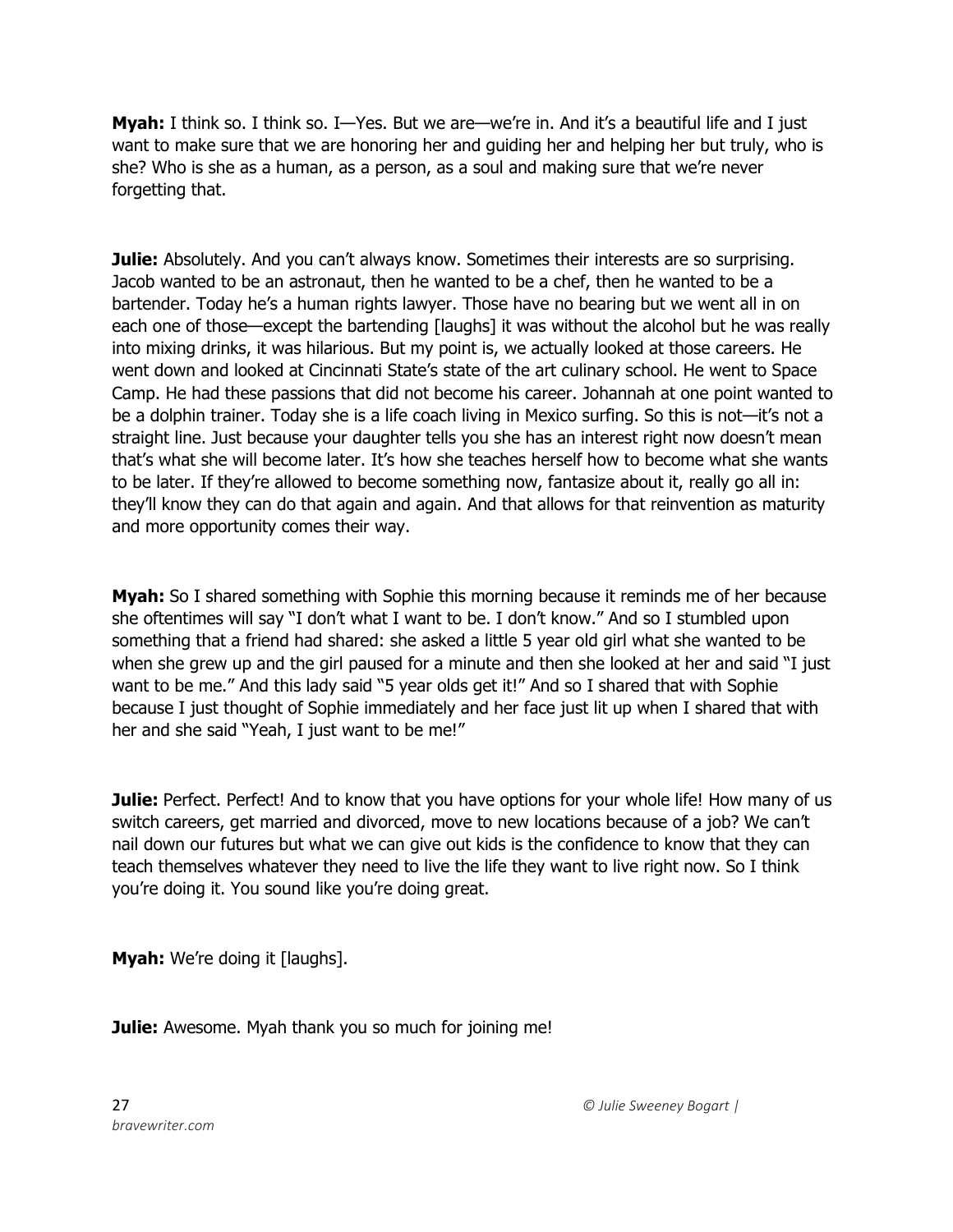**Myah:** I think so. I think so. I—Yes. But we are—we're in. And it's a beautiful life and I just want to make sure that we are honoring her and guiding her and helping her but truly, who is she? Who is she as a human, as a person, as a soul and making sure that we're never forgetting that.

**Julie:** Absolutely. And you can't always know. Sometimes their interests are so surprising. Jacob wanted to be an astronaut, then he wanted to be a chef, then he wanted to be a bartender. Today he's a human rights lawyer. Those have no bearing but we went all in on each one of those—except the bartending [laughs] it was without the alcohol but he was really into mixing drinks, it was hilarious. But my point is, we actually looked at those careers. He went down and looked at Cincinnati State's state of the art culinary school. He went to Space Camp. He had these passions that did not become his career. Johannah at one point wanted to be a dolphin trainer. Today she is a life coach living in Mexico surfing. So this is not—it's not a straight line. Just because your daughter tells you she has an interest right now doesn't mean that's what she will become later. It's how she teaches herself how to become what she wants to be later. If they're allowed to become something now, fantasize about it, really go all in: they'll know they can do that again and again. And that allows for that reinvention as maturity and more opportunity comes their way.

**Myah:** So I shared something with Sophie this morning because it reminds me of her because she oftentimes will say "I don't what I want to be. I don't know." And so I stumbled upon something that a friend had shared: she asked a little 5 year old girl what she wanted to be when she grew up and the girl paused for a minute and then she looked at her and said "I just want to be me." And this lady said "5 year olds get it!" And so I shared that with Sophie because I just thought of Sophie immediately and her face just lit up when I shared that with her and she said "Yeah, I just want to be me!"

**Julie:** Perfect. Perfect! And to know that you have options for your whole life! How many of us switch careers, get married and divorced, move to new locations because of a job? We can't nail down our futures but what we can give out kids is the confidence to know that they can teach themselves whatever they need to live the life they want to live right now. So I think you're doing it. You sound like you're doing great.

**Myah:** We're doing it [laughs].

**Julie:** Awesome. Myah thank you so much for joining me!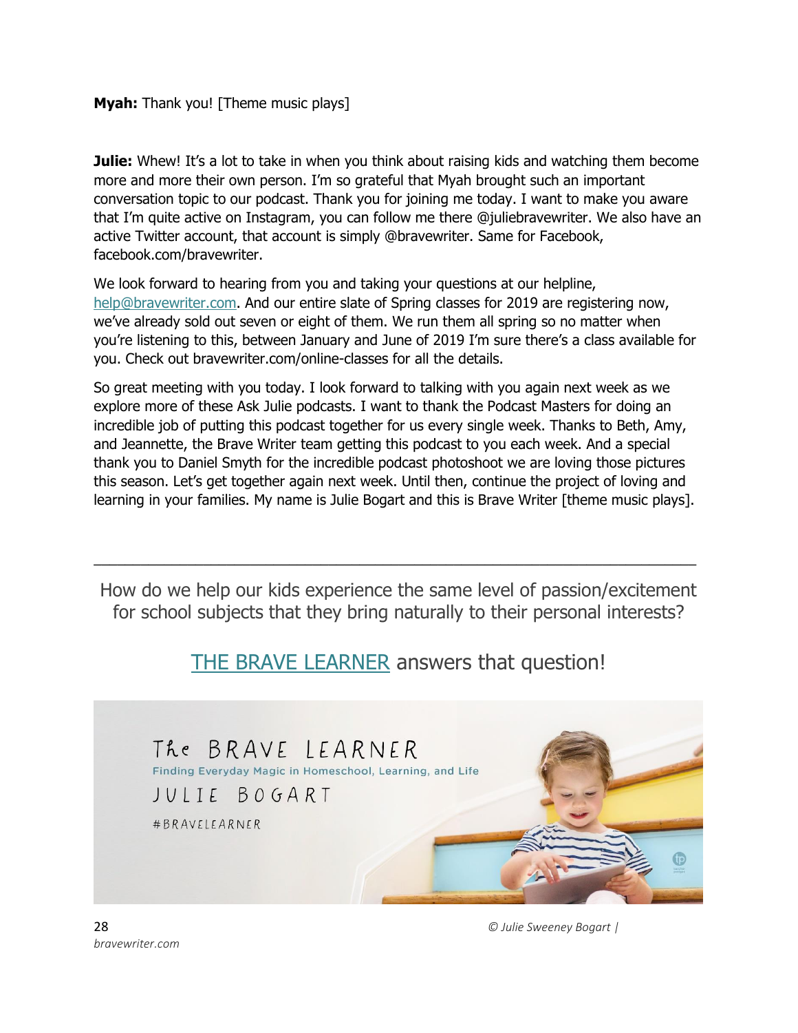**Myah:** Thank you! [Theme music plays]

**Julie:** Whew! It's a lot to take in when you think about raising kids and watching them become more and more their own person. I'm so grateful that Myah brought such an important conversation topic to our podcast. Thank you for joining me today. I want to make you aware that I'm quite active on Instagram, you can follow me there @juliebravewriter. We also have an active Twitter account, that account is simply @bravewriter. Same for Facebook, facebook.com/bravewriter.

We look forward to hearing from you and taking your questions at our helpline, help@bravewriter.com. And our entire slate of Spring classes for 2019 are registering now, we've already sold out seven or eight of them. We run them all spring so no matter when you're listening to this, between January and June of 2019 I'm sure there's a class available for you. Check out bravewriter.com/online-classes for all the details.

So great meeting with you today. I look forward to talking with you again next week as we explore more of these Ask Julie podcasts. I want to thank the Podcast Masters for doing an incredible job of putting this podcast together for us every single week. Thanks to Beth, Amy, and Jeannette, the Brave Writer team getting this podcast to you each week. And a special thank you to Daniel Smyth for the incredible podcast photoshoot we are loving those pictures this season. Let's get together again next week. Until then, continue the project of loving and learning in your families. My name is Julie Bogart and this is Brave Writer [theme music plays].

---

How do we help our kids experience the same level of passion/excitement for school subjects that they bring naturally to their personal interests?

THE BRAVE LEARNER answers that question!

The BRAVE LEARNER

Finding Everyday Magic in Homeschool, Learning, and Life

JULIE BOGART

#BRAVELEARNER